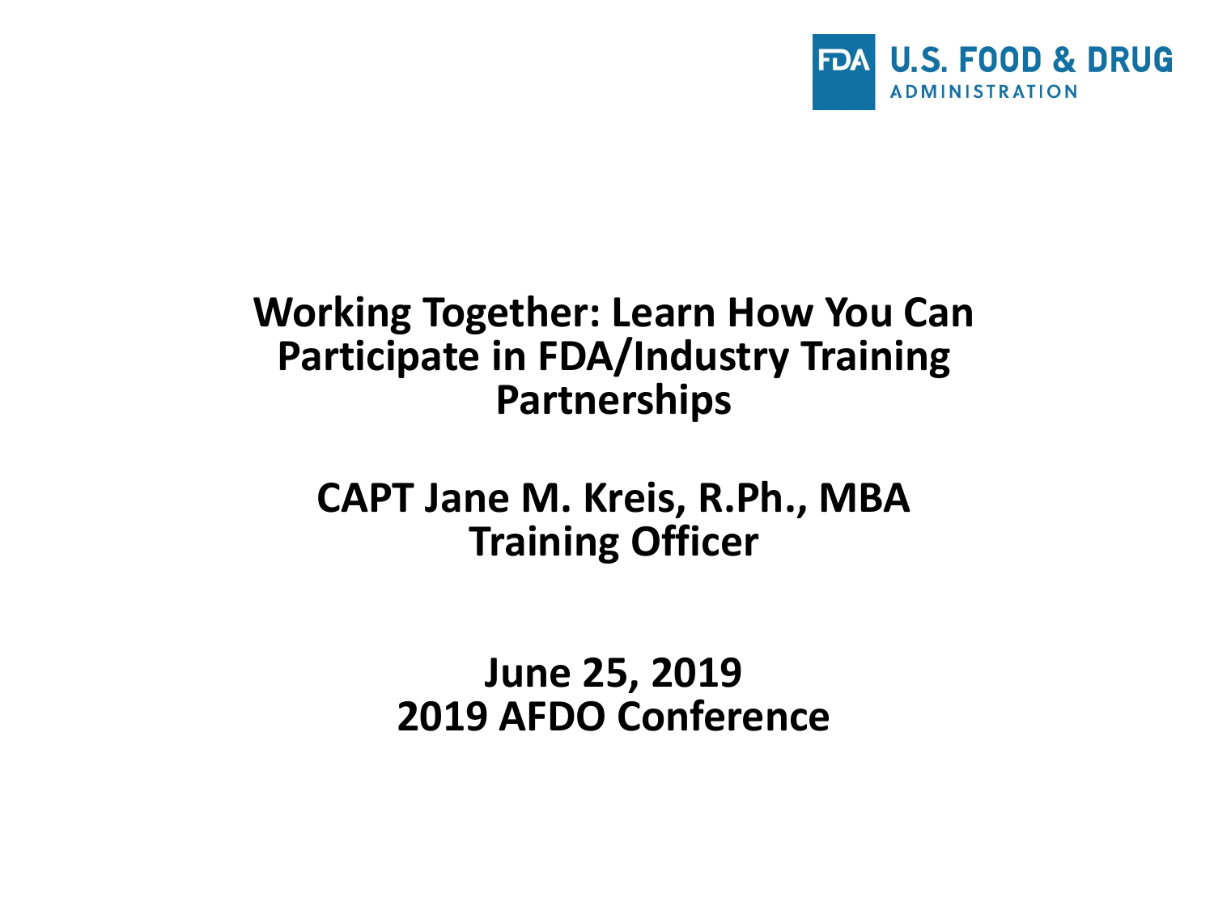FDA U.S. FOOD & DRUG ADMINISTRATION

# Working Together: Learn How You Can Participate in FDA/Industry Training Partnerships

**CAPT Jane M. Kreis, R.Ph., MBA**
**Training Officer**

**June 25, 2019**
**2019 AFDO Conference**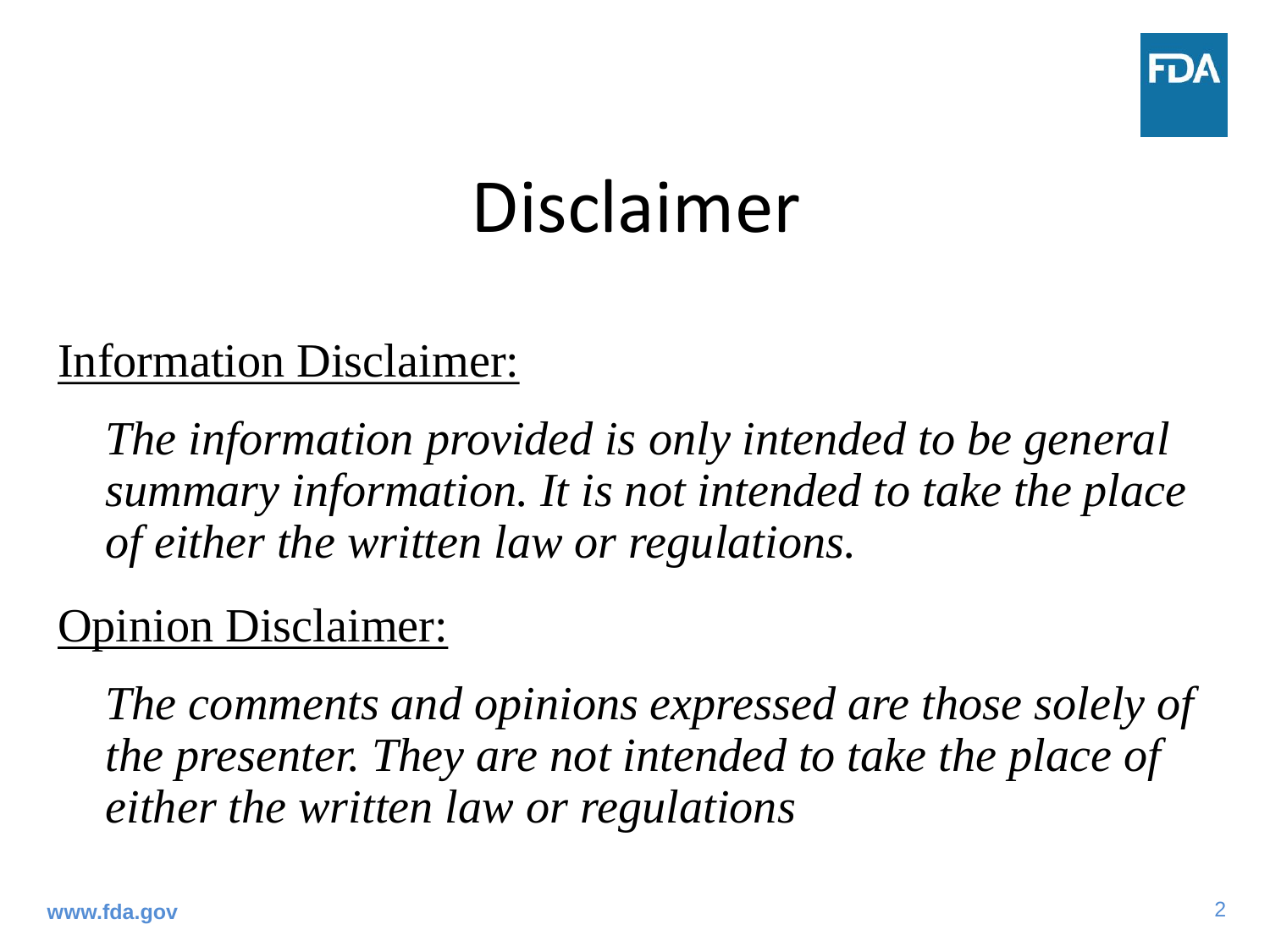# Disclaimer

Information Disclaimer:

*The information provided is only intended to be general summary information. It is not intended to take the place of either the written law or regulations.*

Opinion Disclaimer:

*The comments and opinions expressed are those solely of the presenter. They are not intended to take the place of either the written law or regulations*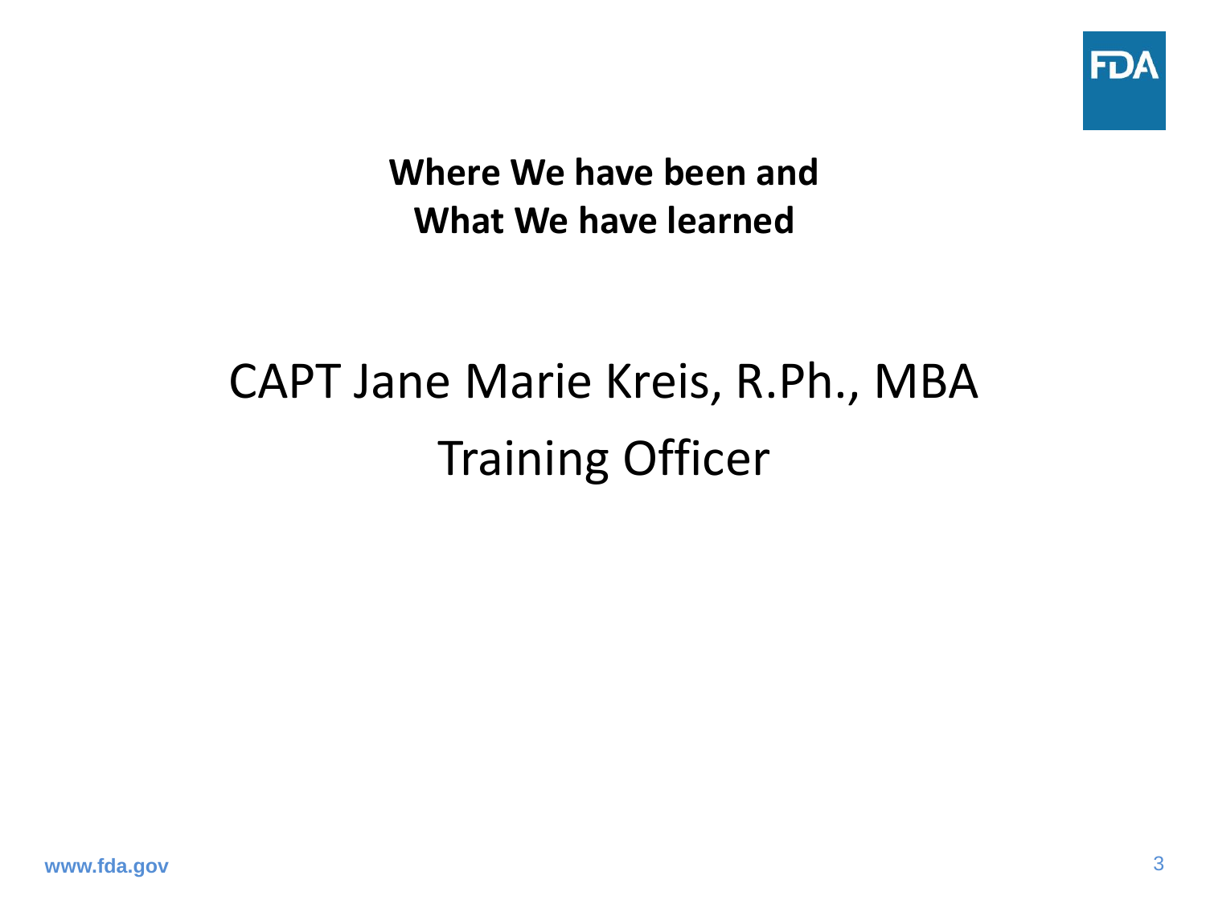**Where We have been and**
**What We have learned**

CAPT Jane Marie Kreis, R.Ph., MBA

Training Officer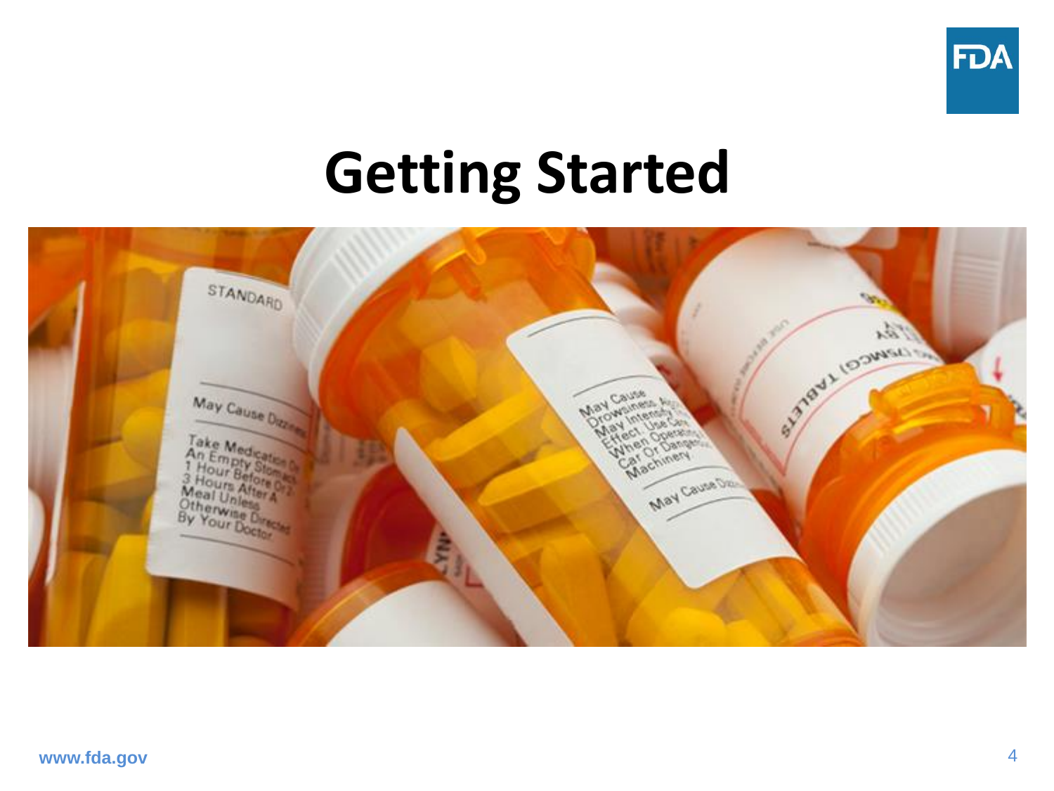# Getting Started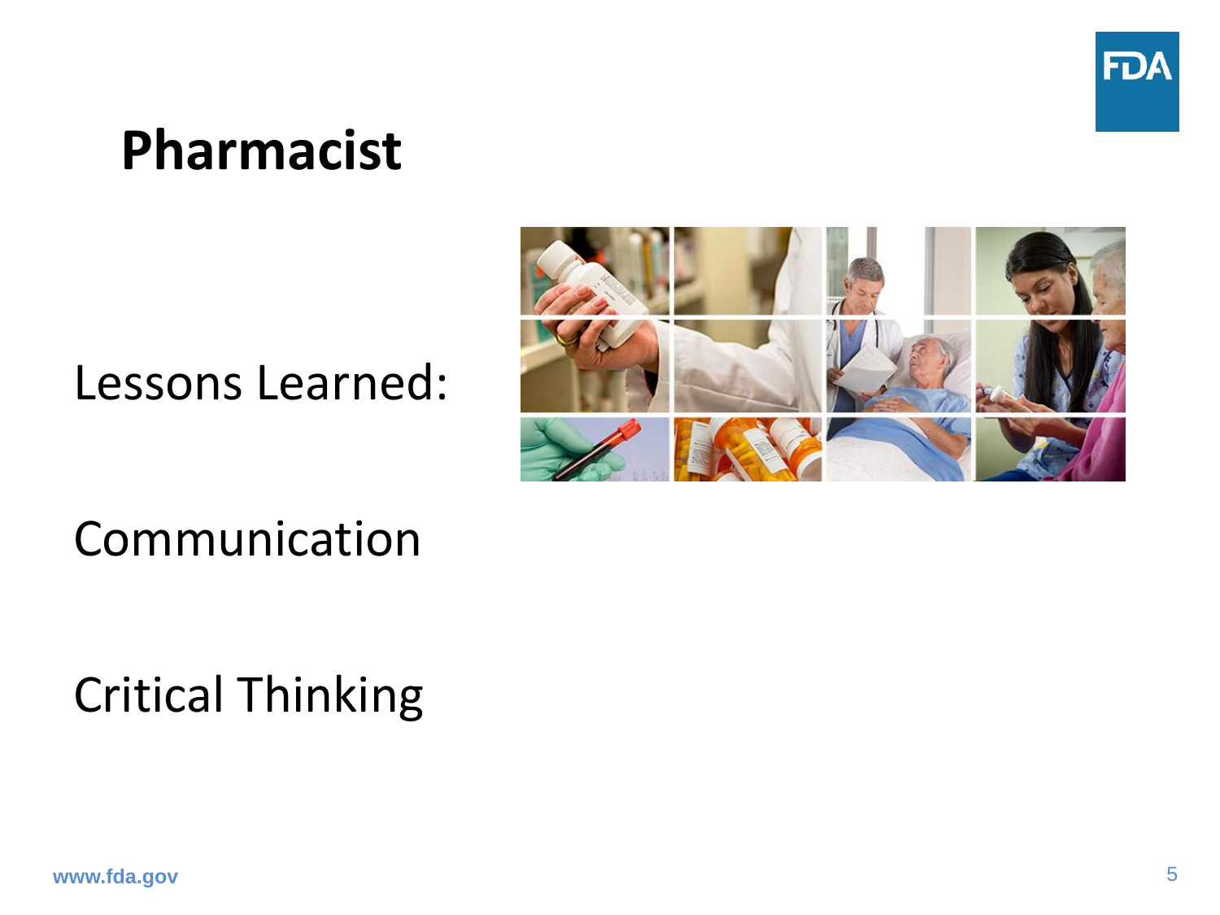# Pharmacist

Lessons Learned:

Communication

Critical Thinking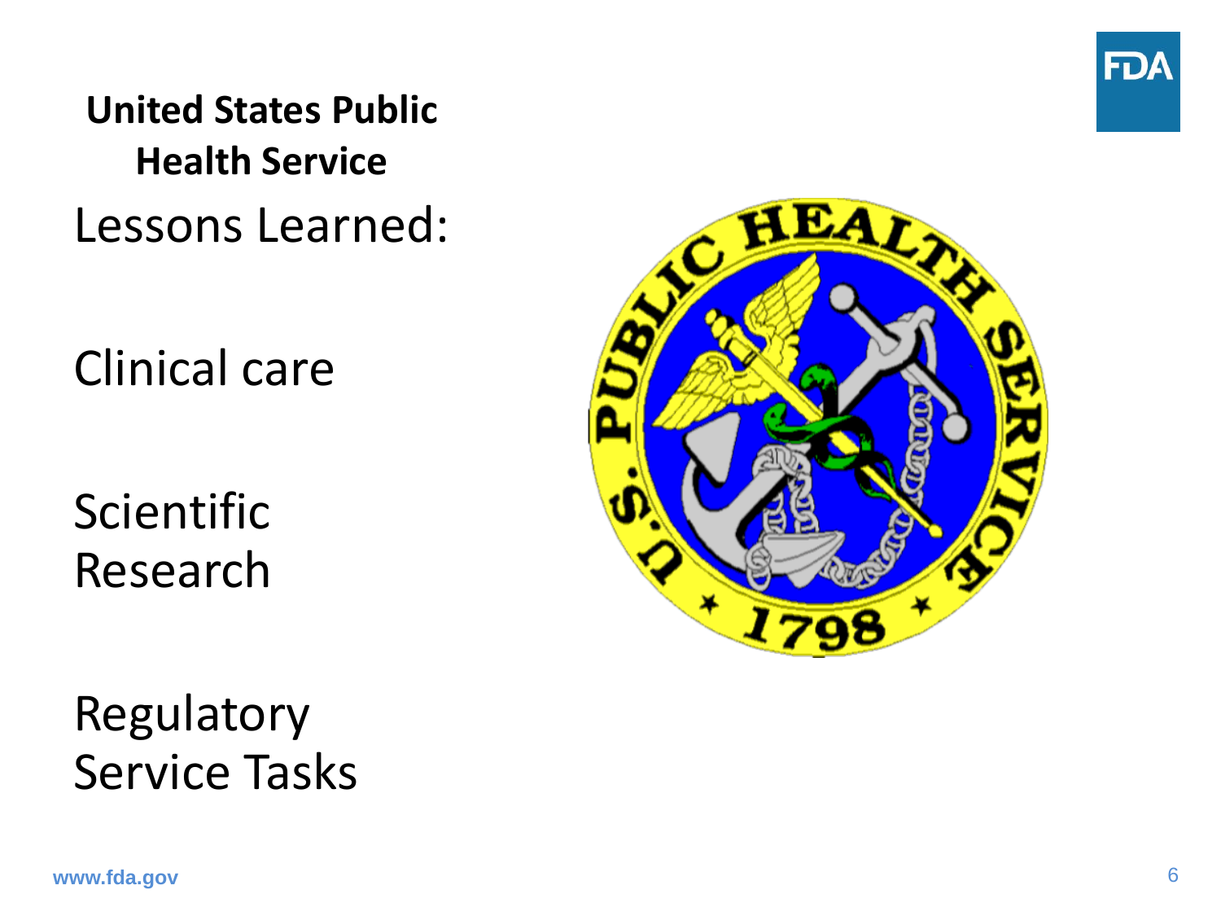**United States Public Health Service**

Lessons Learned:

Clinical care

Scientific Research

Regulatory Service Tasks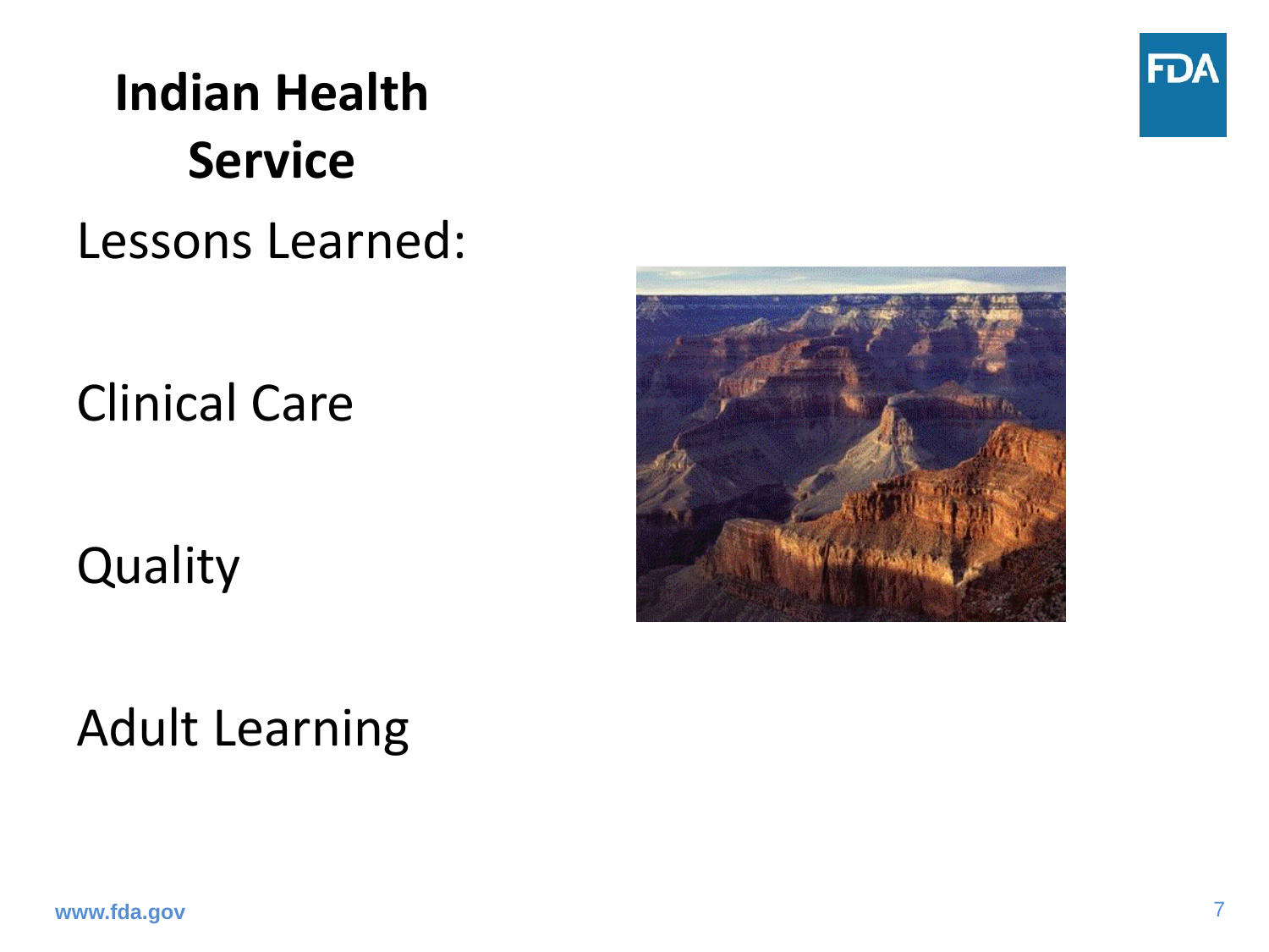# Indian Health Service

Lessons Learned:

Clinical Care

Quality

Adult Learning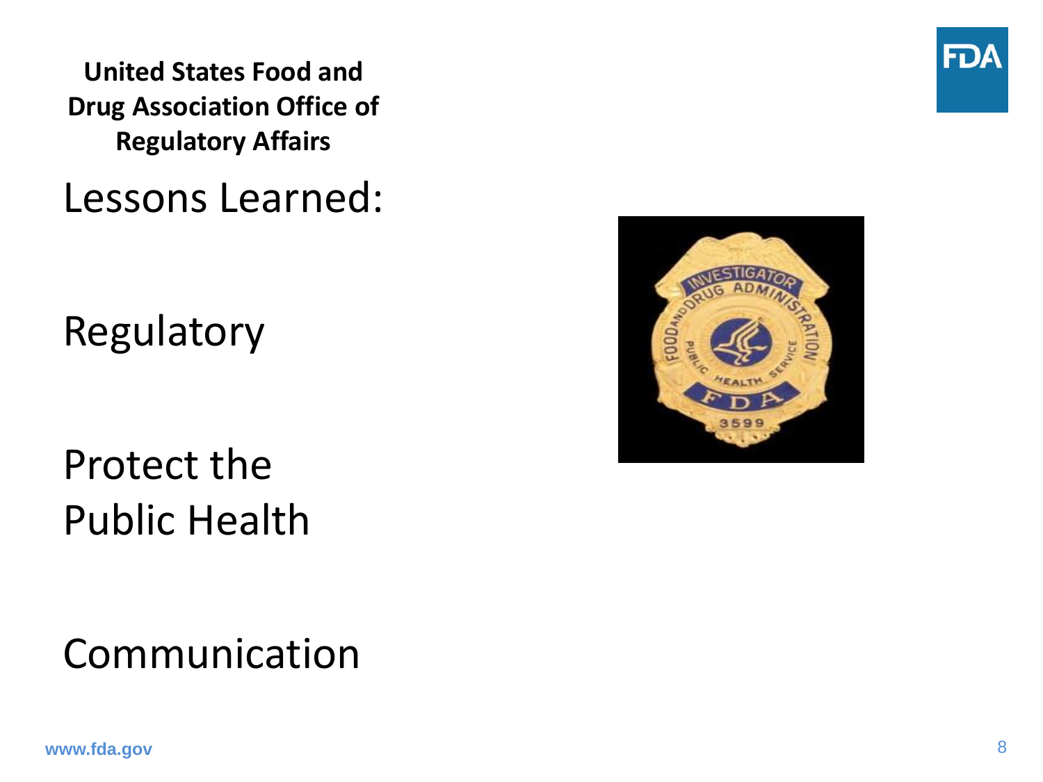**United States Food and Drug Association Office of Regulatory Affairs**

# Lessons Learned:

Regulatory

Protect the Public Health

Communication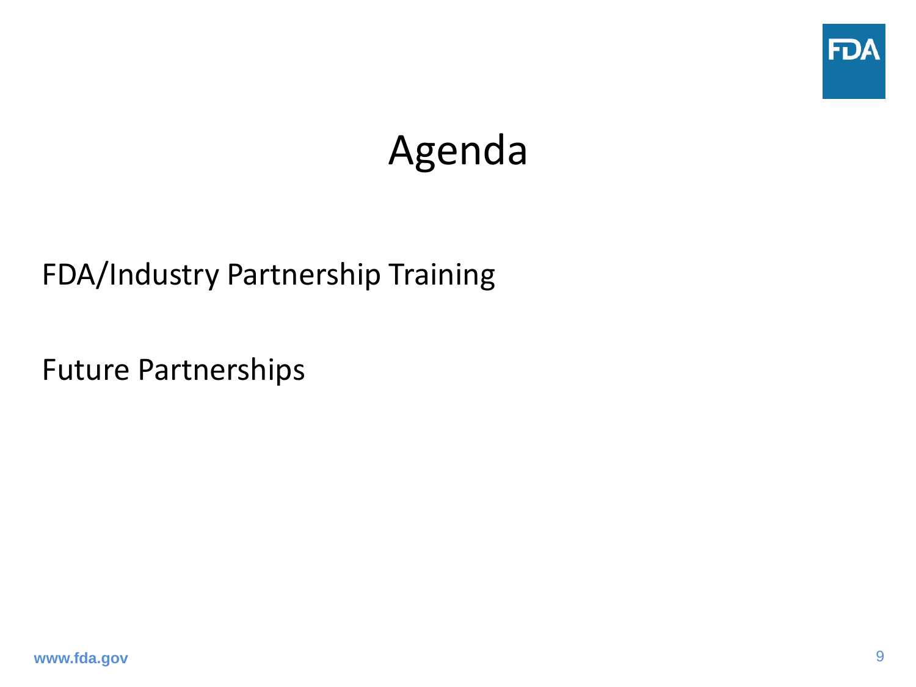# Agenda

FDA/Industry Partnership Training

Future Partnerships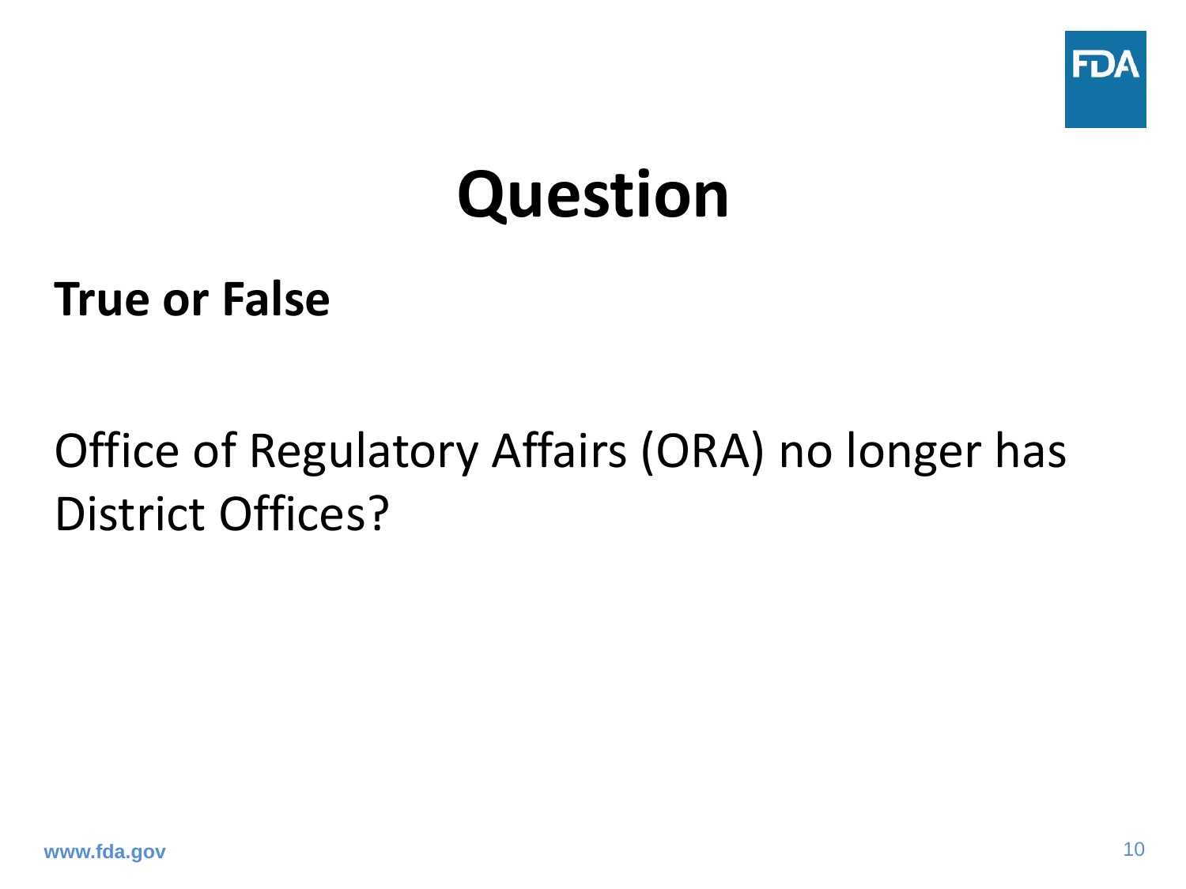# Question

**True or False**

Office of Regulatory Affairs (ORA) no longer has District Offices?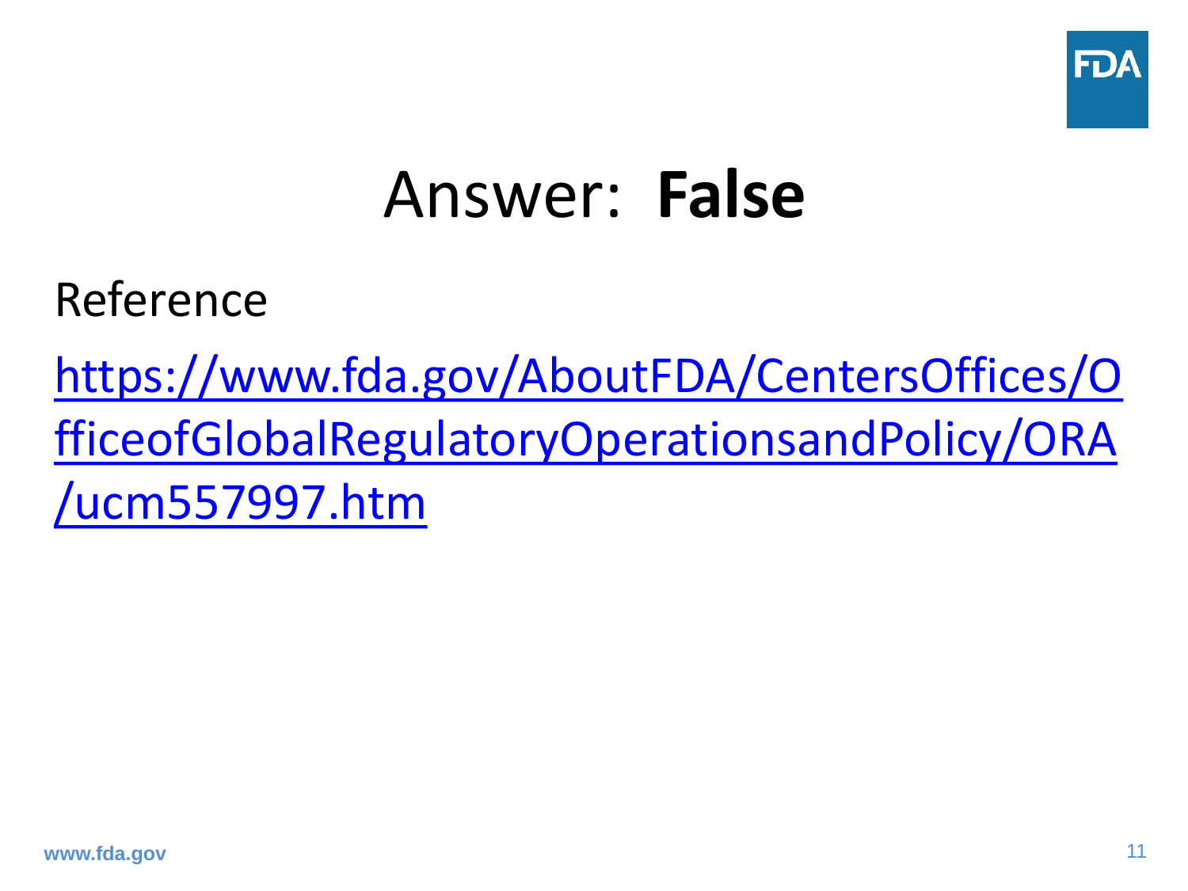# Answer: **False**

Reference

https://www.fda.gov/AboutFDA/CentersOffices/OfficeofGlobalRegulatoryOperationsandPolicy/ORA/ucm557997.htm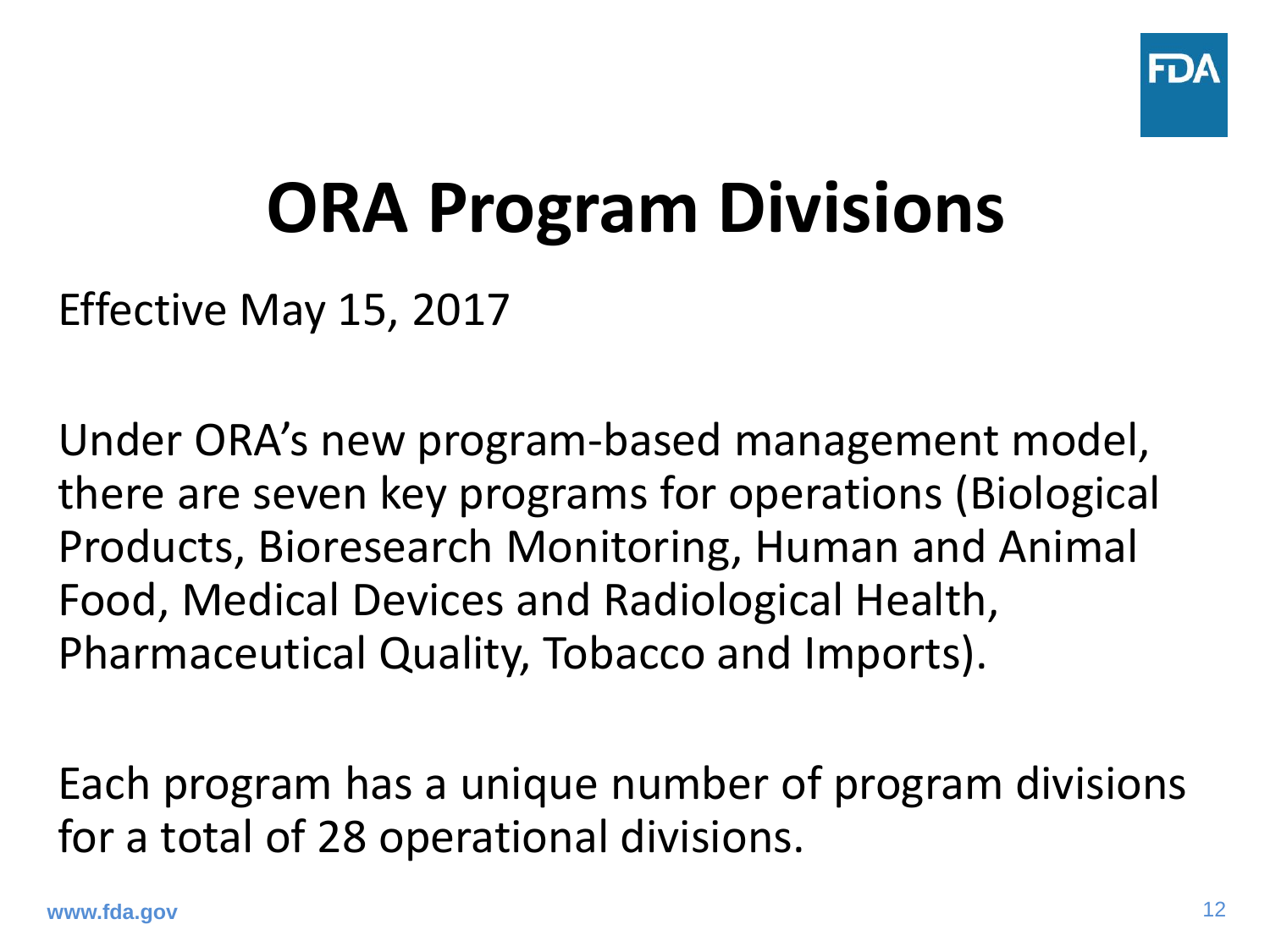# ORA Program Divisions

Effective May 15, 2017

Under ORA's new program-based management model, there are seven key programs for operations (Biological Products, Bioresearch Monitoring, Human and Animal Food, Medical Devices and Radiological Health, Pharmaceutical Quality, Tobacco and Imports).

Each program has a unique number of program divisions for a total of 28 operational divisions.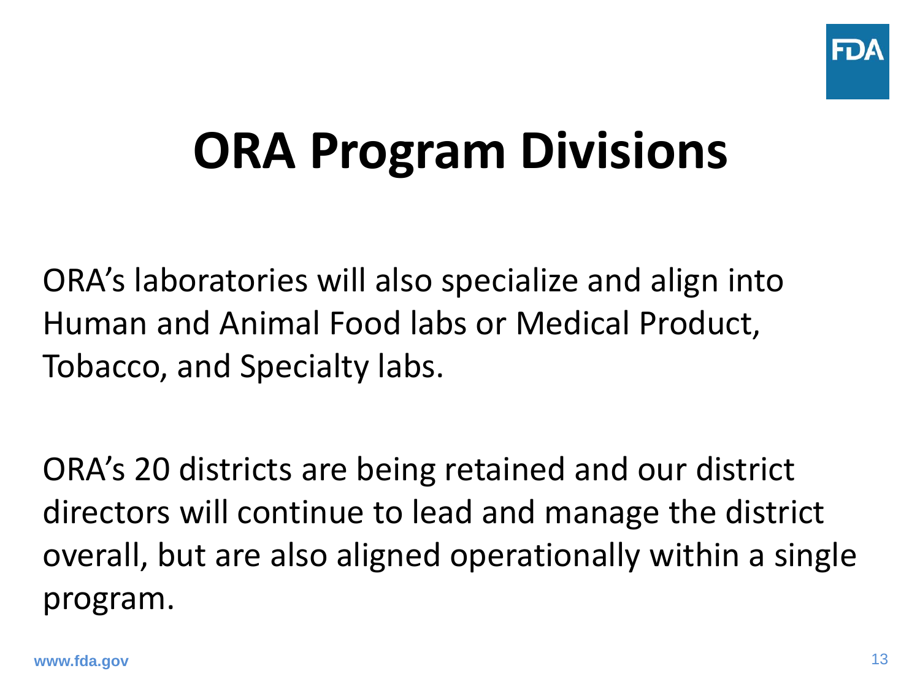# ORA Program Divisions

ORA's laboratories will also specialize and align into Human and Animal Food labs or Medical Product, Tobacco, and Specialty labs.

ORA's 20 districts are being retained and our district directors will continue to lead and manage the district overall, but are also aligned operationally within a single program.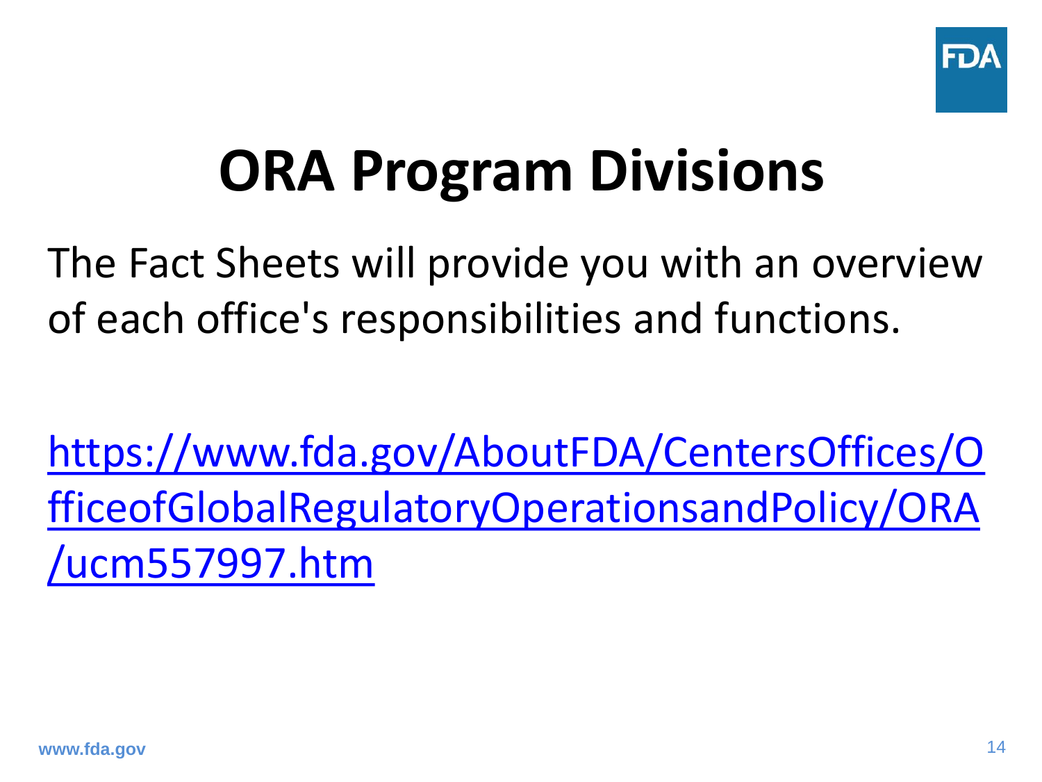# ORA Program Divisions

The Fact Sheets will provide you with an overview of each office's responsibilities and functions.

https://www.fda.gov/AboutFDA/CentersOffices/OfficeofGlobalRegulatoryOperationsandPolicy/ORA/ucm557997.htm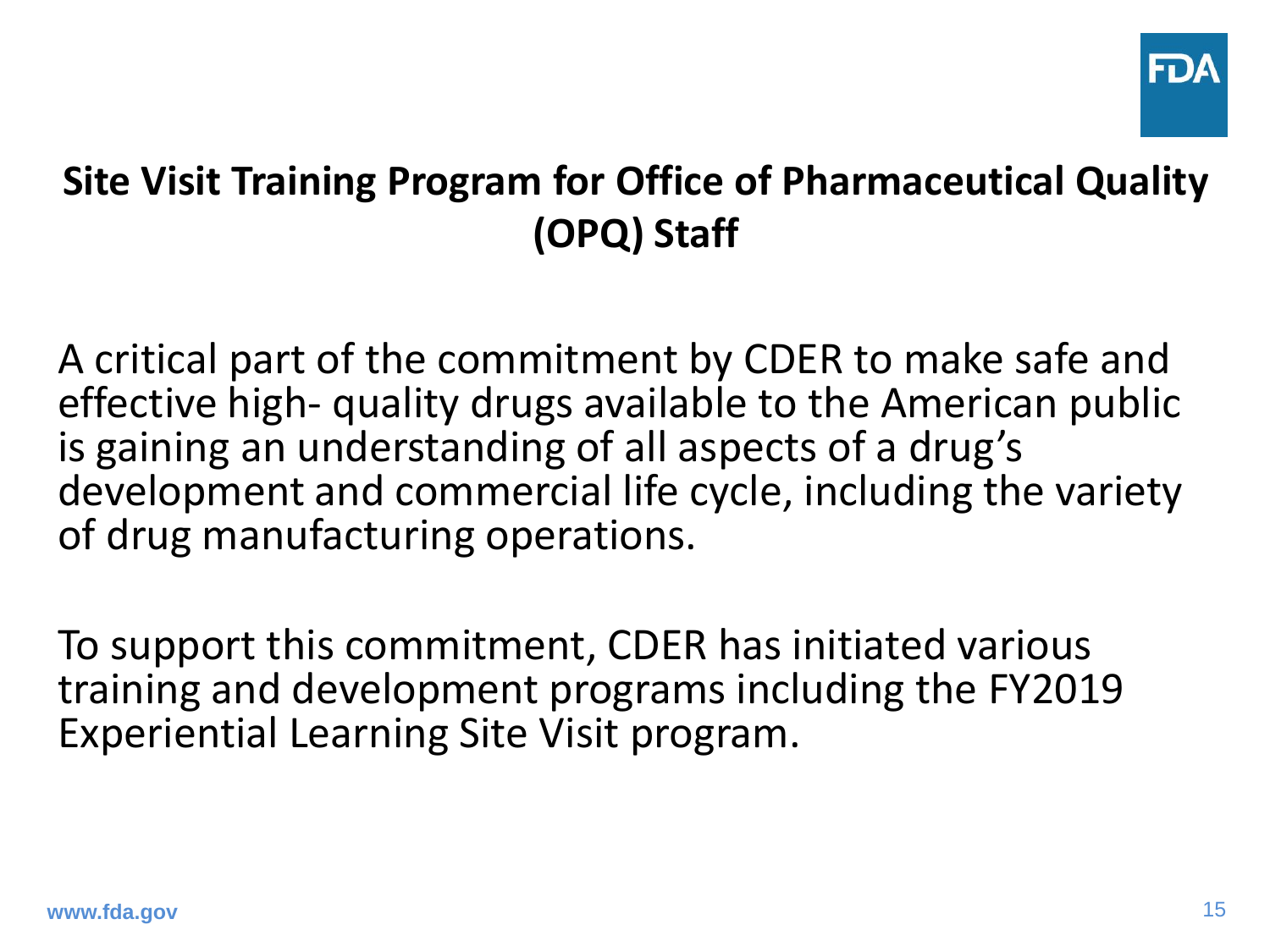## Site Visit Training Program for Office of Pharmaceutical Quality (OPQ) Staff

A critical part of the commitment by CDER to make safe and effective high- quality drugs available to the American public is gaining an understanding of all aspects of a drug's development and commercial life cycle, including the variety of drug manufacturing operations.

To support this commitment, CDER has initiated various training and development programs including the FY2019 Experiential Learning Site Visit program.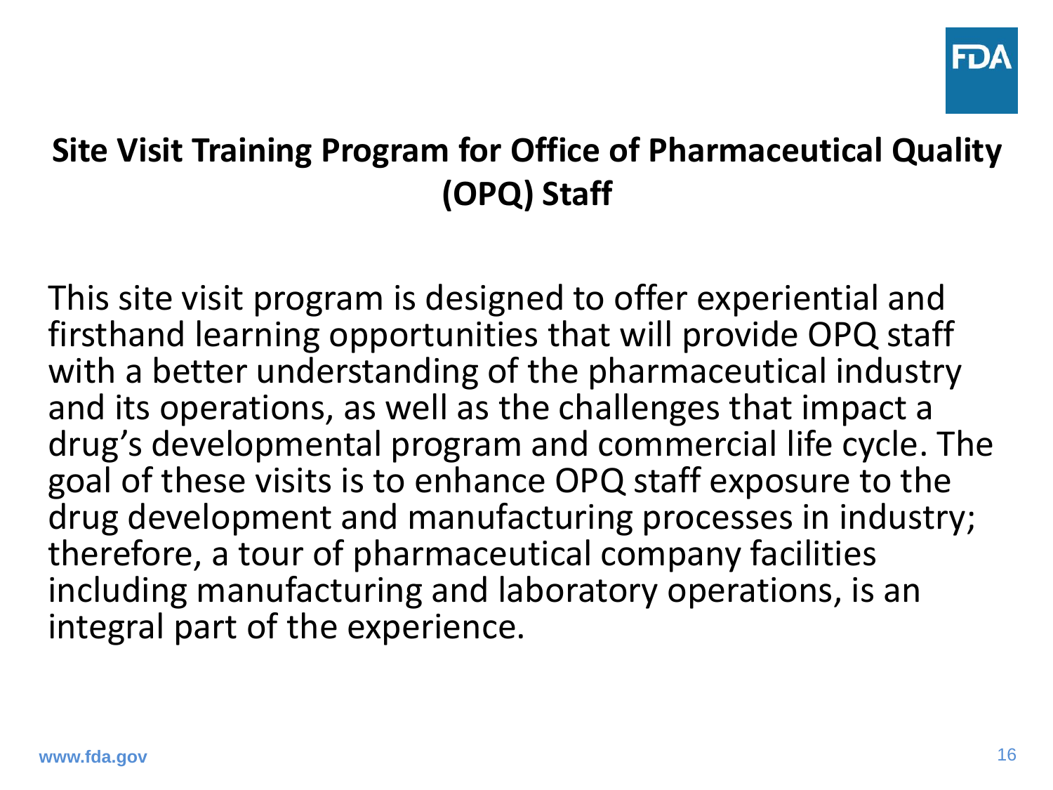## Site Visit Training Program for Office of Pharmaceutical Quality (OPQ) Staff

This site visit program is designed to offer experiential and firsthand learning opportunities that will provide OPQ staff with a better understanding of the pharmaceutical industry and its operations, as well as the challenges that impact a drug's developmental program and commercial life cycle. The goal of these visits is to enhance OPQ staff exposure to the drug development and manufacturing processes in industry; therefore, a tour of pharmaceutical company facilities including manufacturing and laboratory operations, is an integral part of the experience.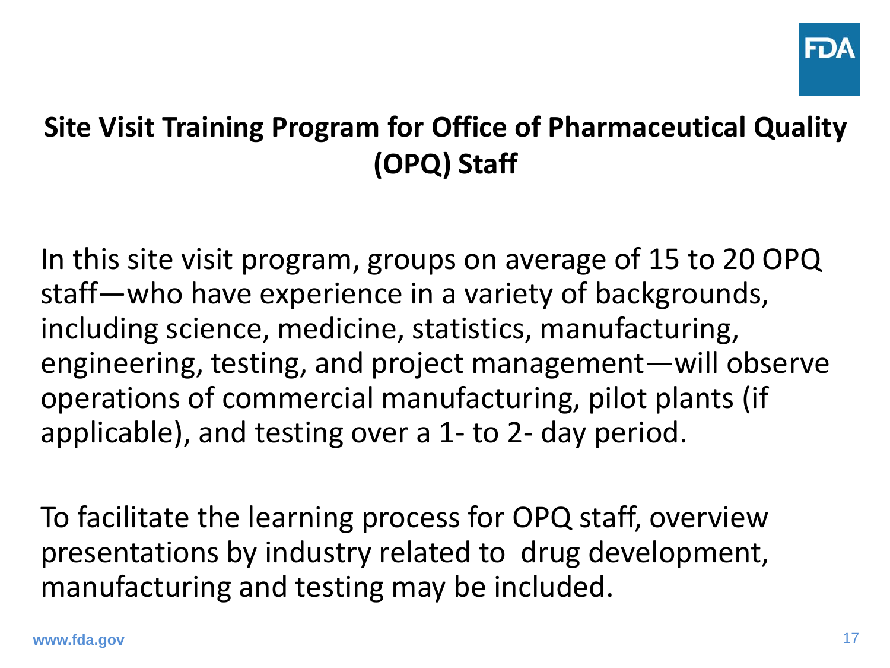## Site Visit Training Program for Office of Pharmaceutical Quality (OPQ) Staff

In this site visit program, groups on average of 15 to 20 OPQ staff—who have experience in a variety of backgrounds, including science, medicine, statistics, manufacturing, engineering, testing, and project management—will observe operations of commercial manufacturing, pilot plants (if applicable), and testing over a 1- to 2- day period.

To facilitate the learning process for OPQ staff, overview presentations by industry related to drug development, manufacturing and testing may be included.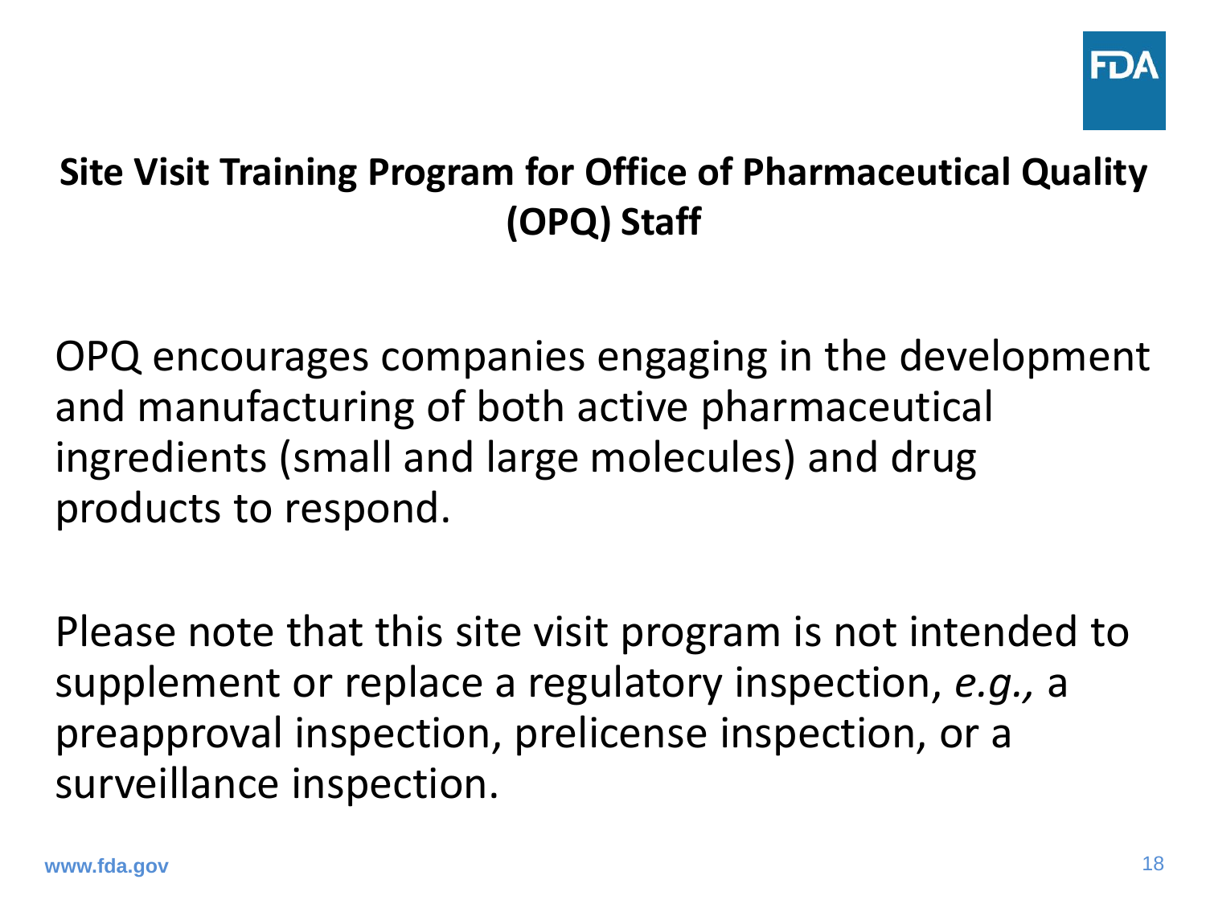## Site Visit Training Program for Office of Pharmaceutical Quality (OPQ) Staff

OPQ encourages companies engaging in the development and manufacturing of both active pharmaceutical ingredients (small and large molecules) and drug products to respond.

Please note that this site visit program is not intended to supplement or replace a regulatory inspection, *e.g.,* a preapproval inspection, prelicense inspection, or a surveillance inspection.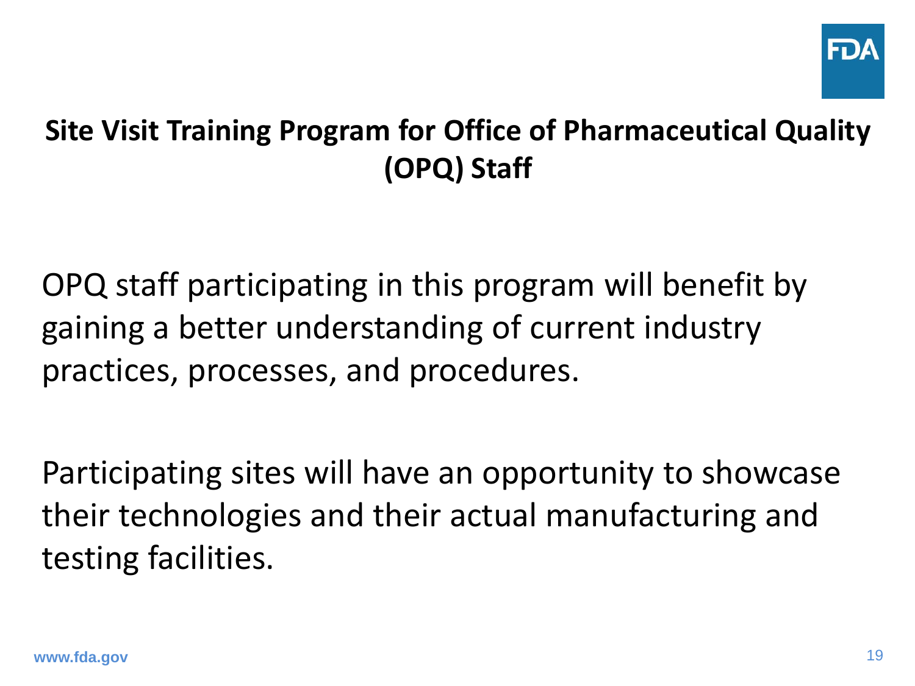## Site Visit Training Program for Office of Pharmaceutical Quality (OPQ) Staff

OPQ staff participating in this program will benefit by gaining a better understanding of current industry practices, processes, and procedures.

Participating sites will have an opportunity to showcase their technologies and their actual manufacturing and testing facilities.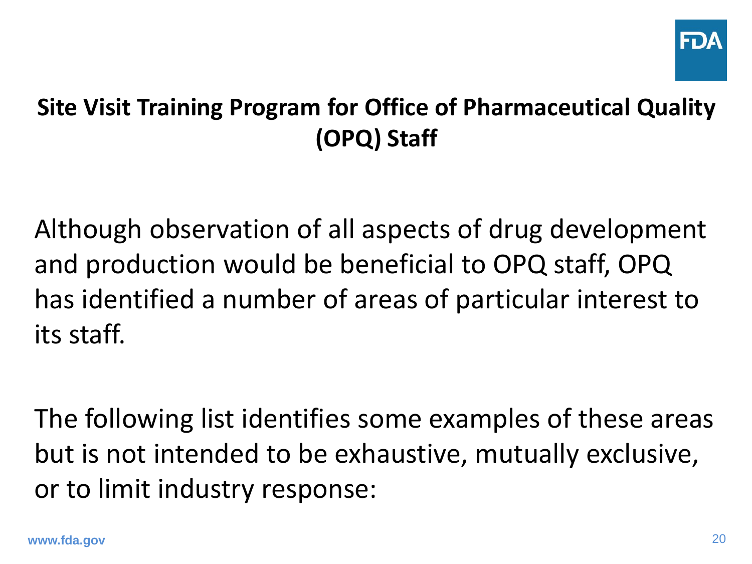## Site Visit Training Program for Office of Pharmaceutical Quality (OPQ) Staff

Although observation of all aspects of drug development and production would be beneficial to OPQ staff, OPQ has identified a number of areas of particular interest to its staff.

The following list identifies some examples of these areas but is not intended to be exhaustive, mutually exclusive, or to limit industry response: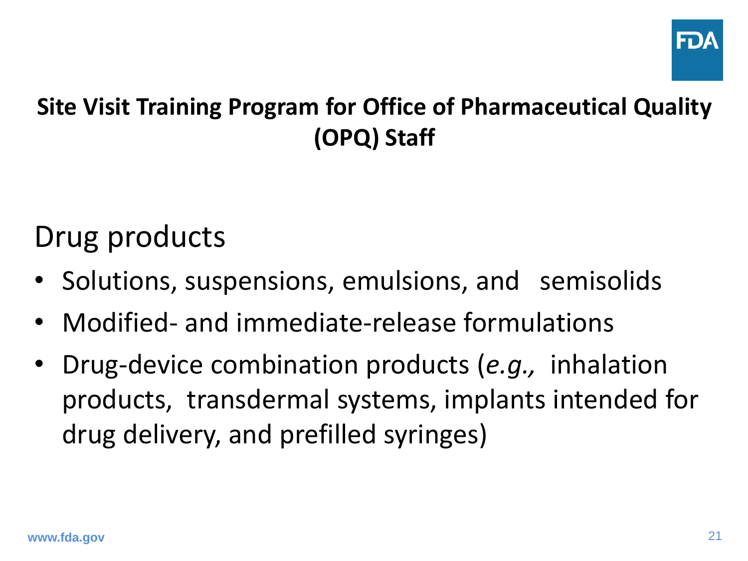## Site Visit Training Program for Office of Pharmaceutical Quality (OPQ) Staff

Drug products

- Solutions, suspensions, emulsions, and semisolids
- Modified- and immediate-release formulations
- Drug-device combination products (*e.g.,* inhalation products, transdermal systems, implants intended for drug delivery, and prefilled syringes)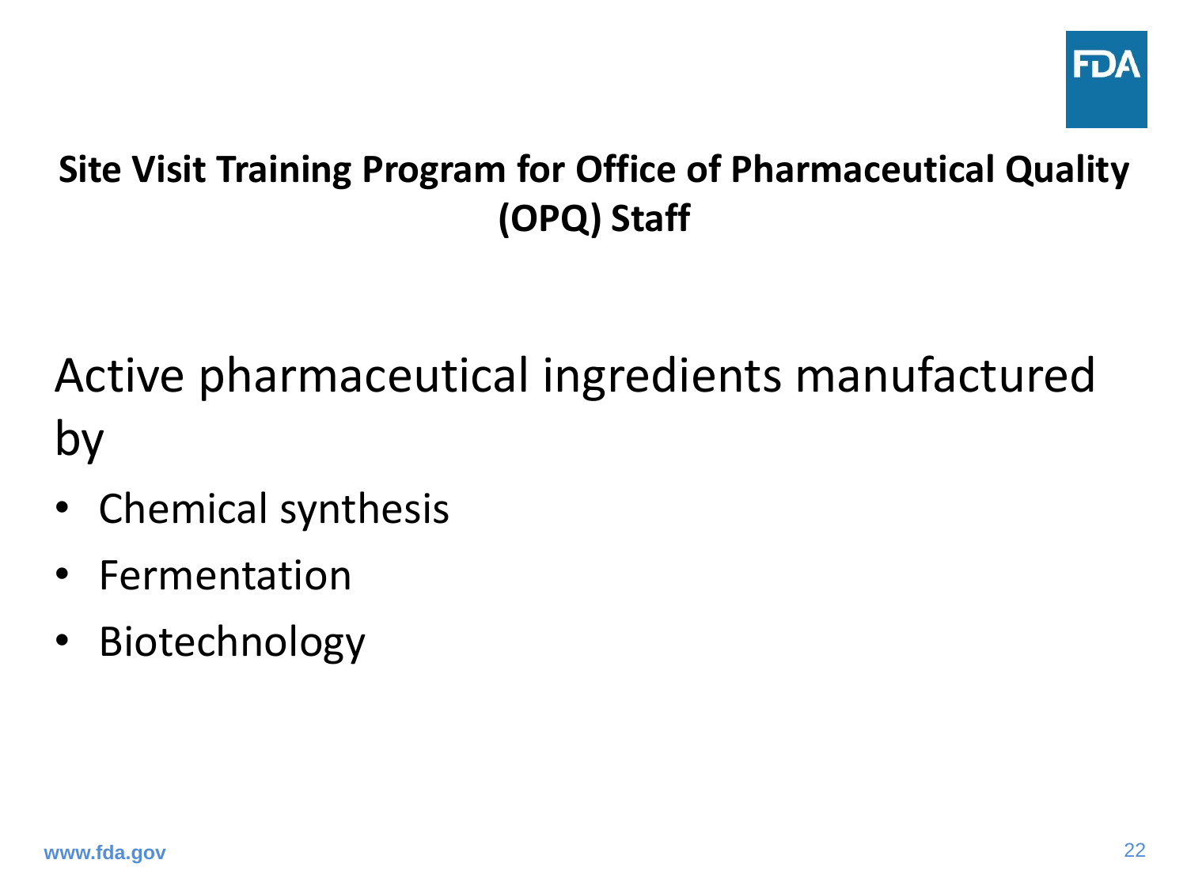## Site Visit Training Program for Office of Pharmaceutical Quality (OPQ) Staff

Active pharmaceutical ingredients manufactured by

- Chemical synthesis
- Fermentation
- Biotechnology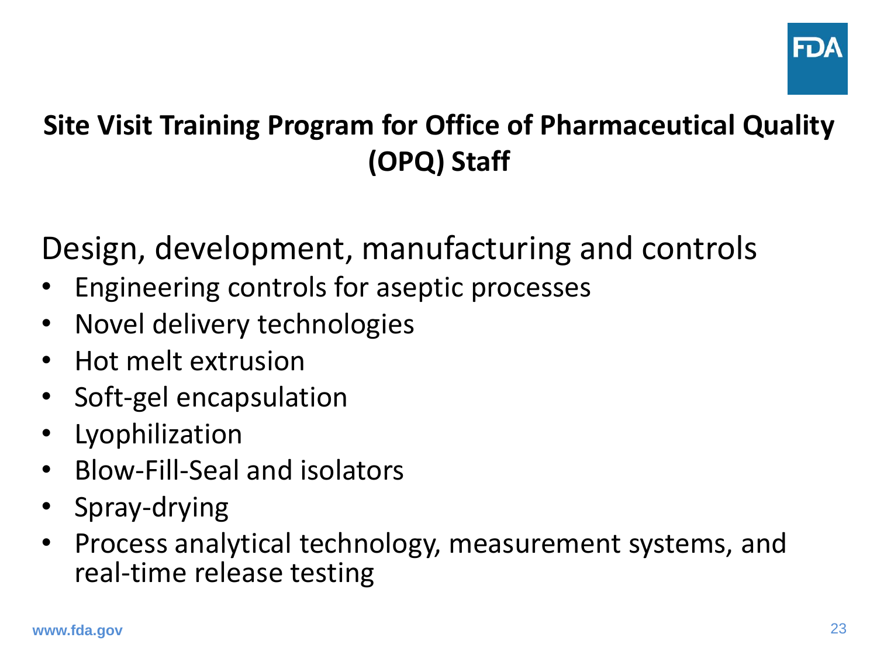## Site Visit Training Program for Office of Pharmaceutical Quality (OPQ) Staff

Design, development, manufacturing and controls

- Engineering controls for aseptic processes
- Novel delivery technologies
- Hot melt extrusion
- Soft-gel encapsulation
- Lyophilization
- Blow-Fill-Seal and isolators
- Spray-drying
- Process analytical technology, measurement systems, and real-time release testing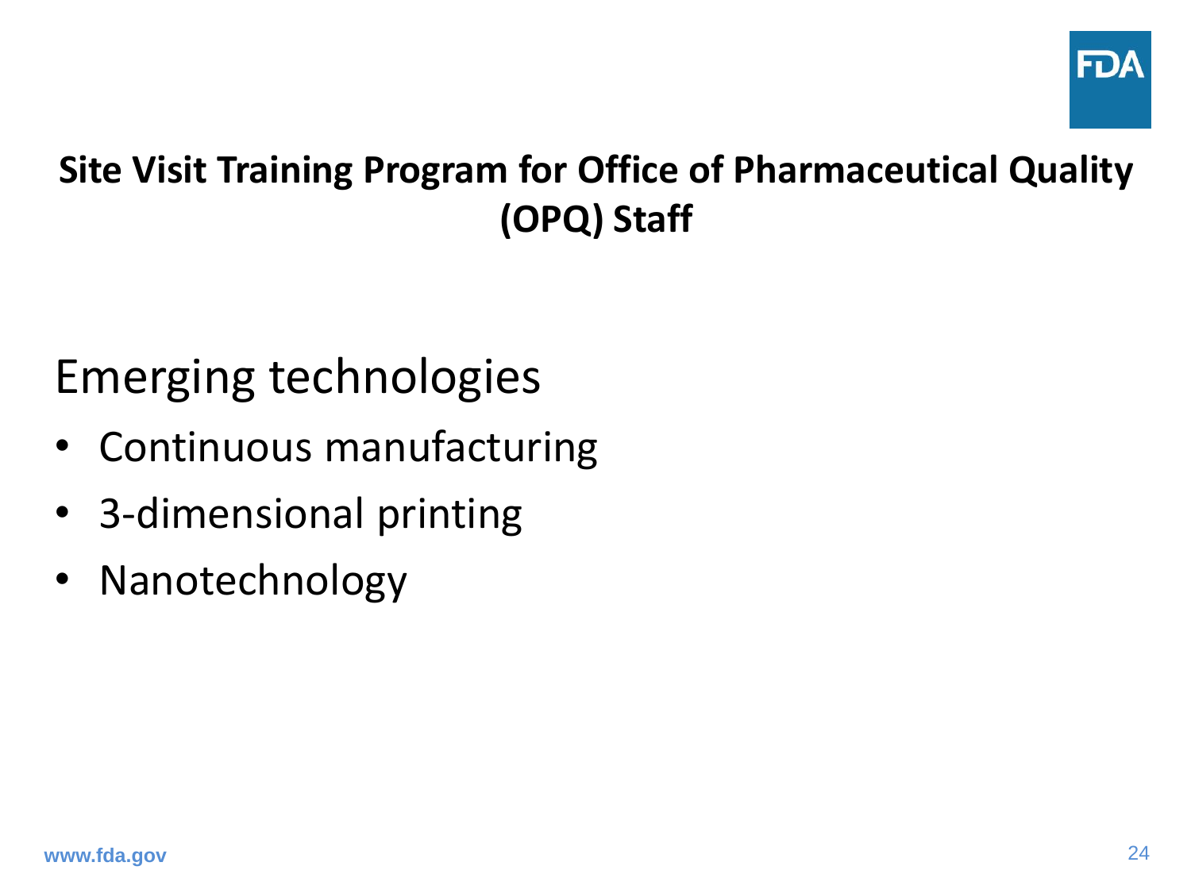## Site Visit Training Program for Office of Pharmaceutical Quality (OPQ) Staff

Emerging technologies

- Continuous manufacturing
- 3-dimensional printing
- Nanotechnology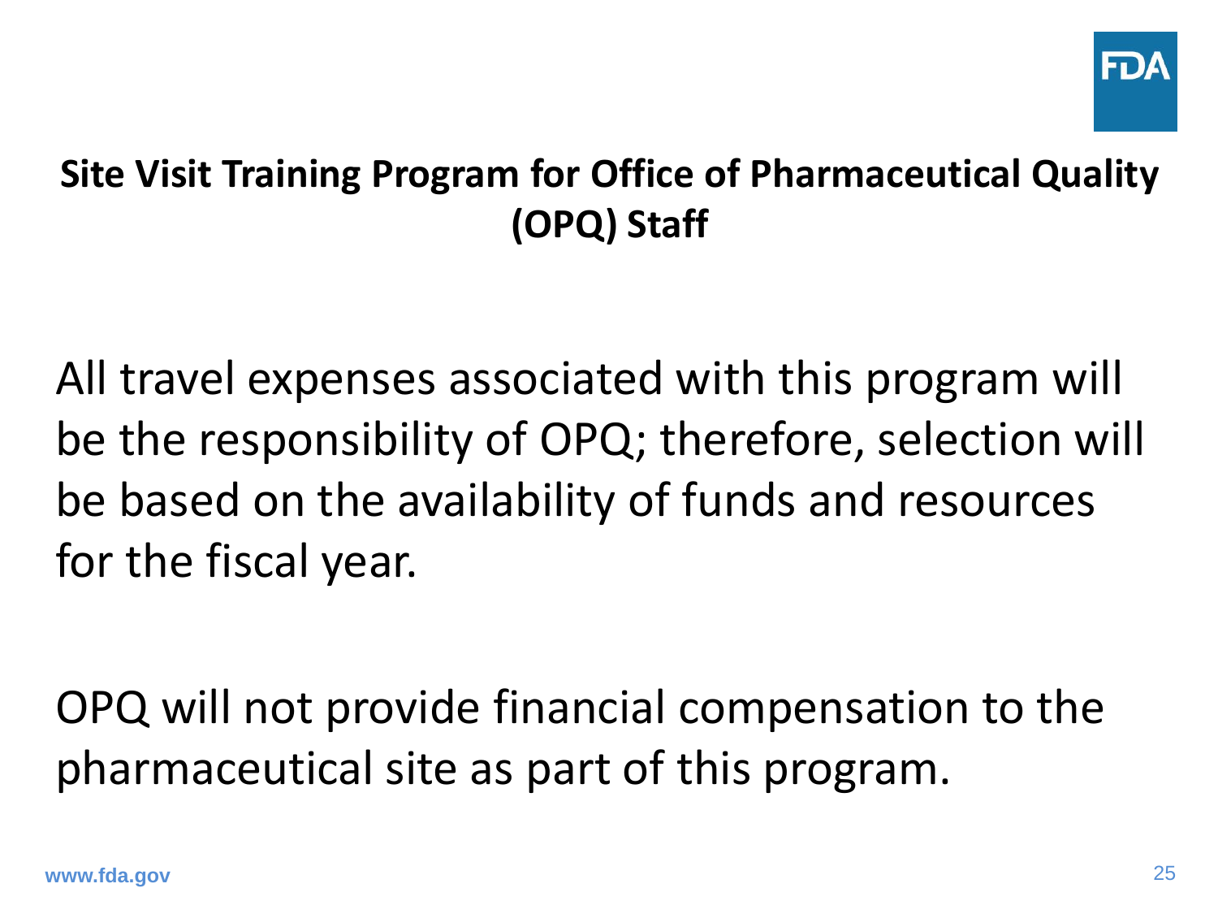## Site Visit Training Program for Office of Pharmaceutical Quality (OPQ) Staff

All travel expenses associated with this program will be the responsibility of OPQ; therefore, selection will be based on the availability of funds and resources for the fiscal year.

OPQ will not provide financial compensation to the pharmaceutical site as part of this program.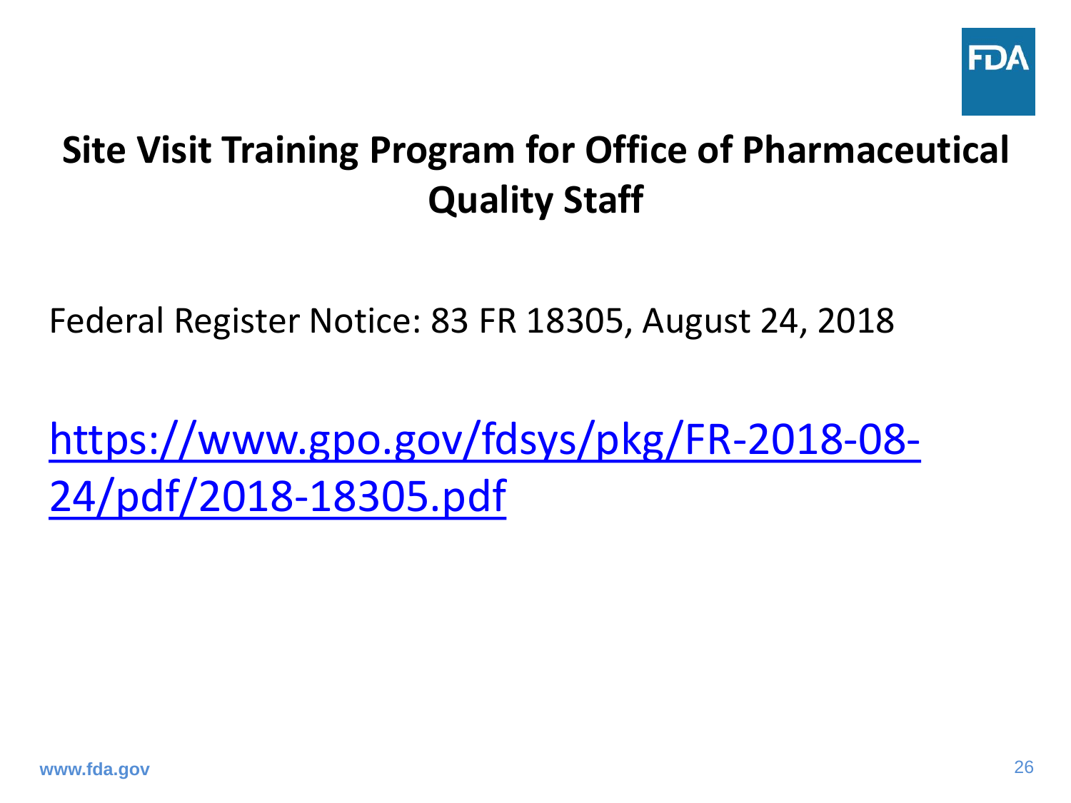# Site Visit Training Program for Office of Pharmaceutical Quality Staff

Federal Register Notice: 83 FR 18305, August 24, 2018

[https://www.gpo.gov/fdsys/pkg/FR-2018-08-24/pdf/2018-18305.pdf](https://www.gpo.gov/fdsys/pkg/FR-2018-08-24/pdf/2018-18305.pdf)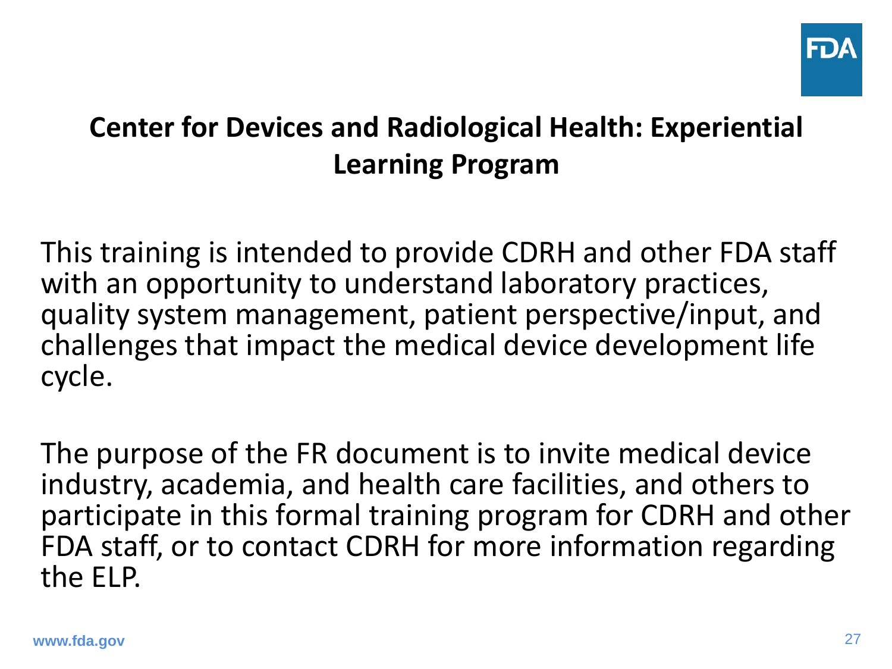## Center for Devices and Radiological Health: Experiential Learning Program

This training is intended to provide CDRH and other FDA staff with an opportunity to understand laboratory practices, quality system management, patient perspective/input, and challenges that impact the medical device development life cycle.

The purpose of the FR document is to invite medical device industry, academia, and health care facilities, and others to participate in this formal training program for CDRH and other FDA staff, or to contact CDRH for more information regarding the ELP.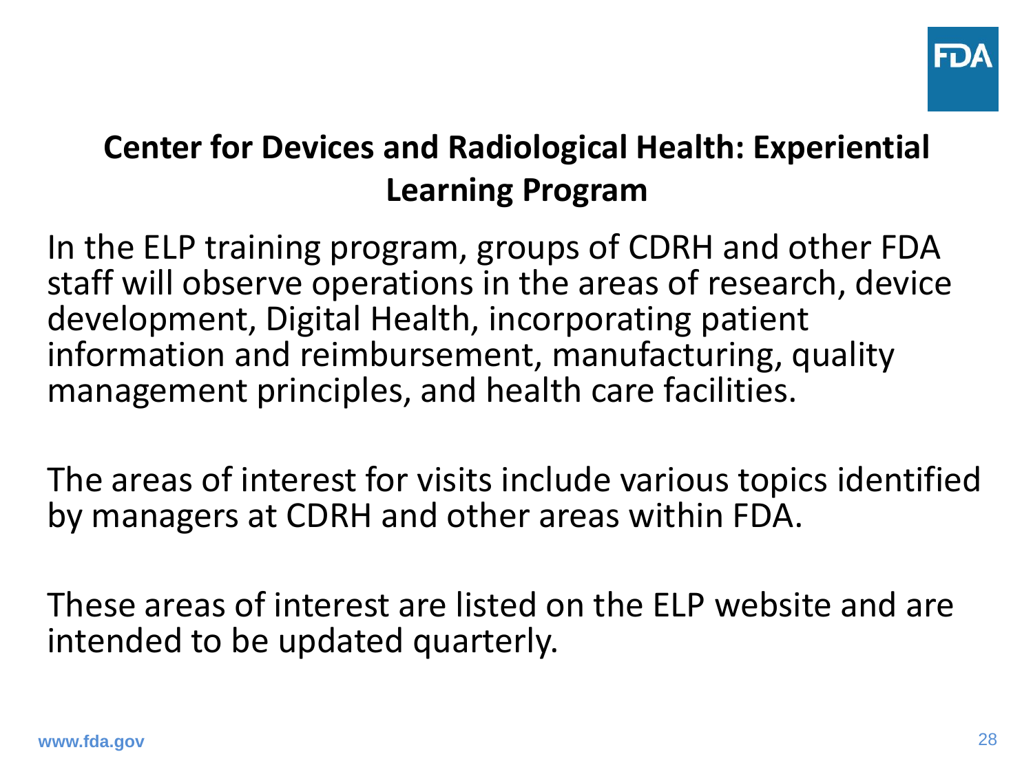## Center for Devices and Radiological Health: Experiential Learning Program

In the ELP training program, groups of CDRH and other FDA staff will observe operations in the areas of research, device development, Digital Health, incorporating patient information and reimbursement, manufacturing, quality management principles, and health care facilities.

The areas of interest for visits include various topics identified by managers at CDRH and other areas within FDA.

These areas of interest are listed on the ELP website and are intended to be updated quarterly.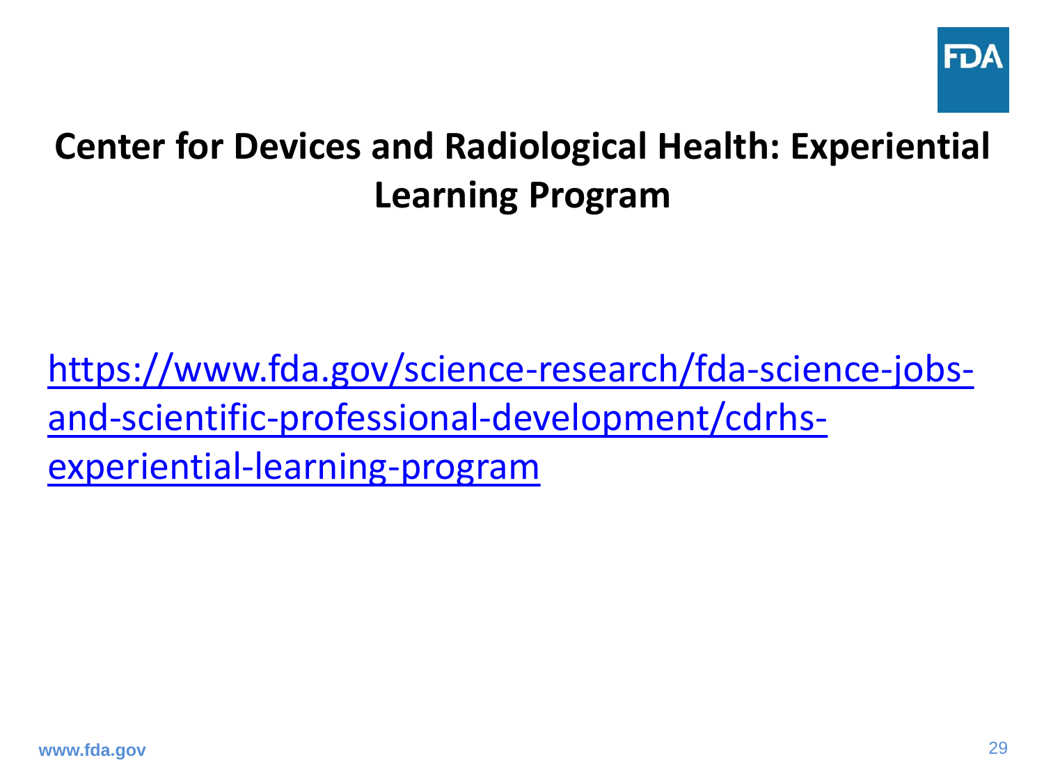# Center for Devices and Radiological Health: Experiential Learning Program

[https://www.fda.gov/science-research/fda-science-jobs-and-scientific-professional-development/cdrhs-experiential-learning-program](https://www.fda.gov/science-research/fda-science-jobs-and-scientific-professional-development/cdrhs-experiential-learning-program)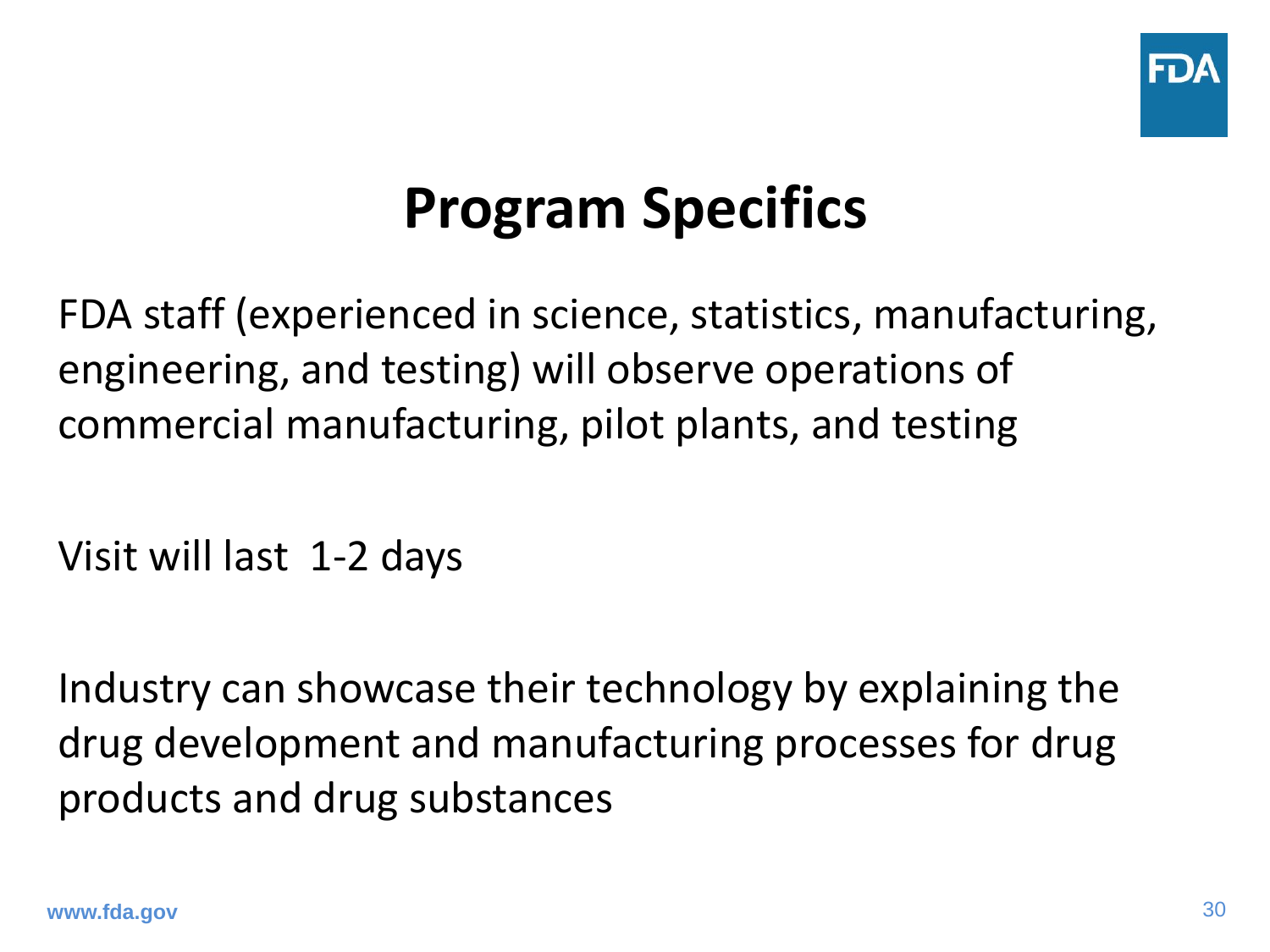# Program Specifics

FDA staff (experienced in science, statistics, manufacturing, engineering, and testing) will observe operations of commercial manufacturing, pilot plants, and testing

Visit will last 1-2 days

Industry can showcase their technology by explaining the drug development and manufacturing processes for drug products and drug substances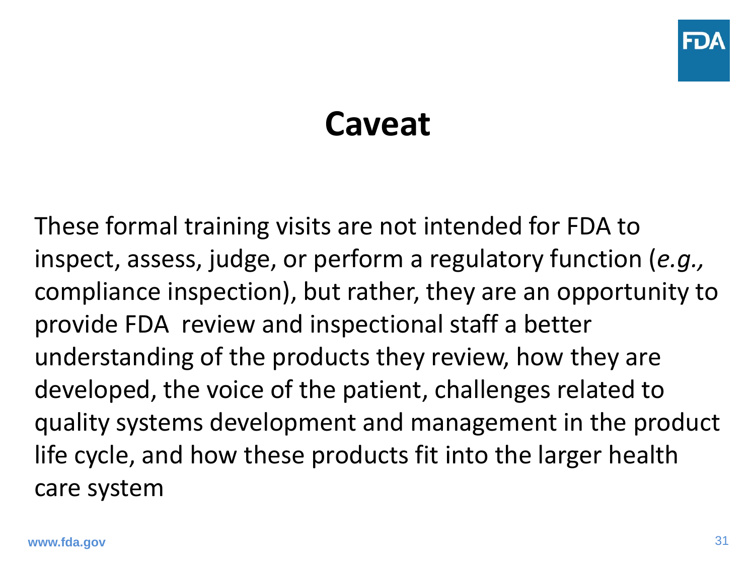# Caveat

These formal training visits are not intended for FDA to inspect, assess, judge, or perform a regulatory function (*e.g.,* compliance inspection), but rather, they are an opportunity to provide FDA  review and inspectional staff a better understanding of the products they review, how they are developed, the voice of the patient, challenges related to quality systems development and management in the product life cycle, and how these products fit into the larger health care system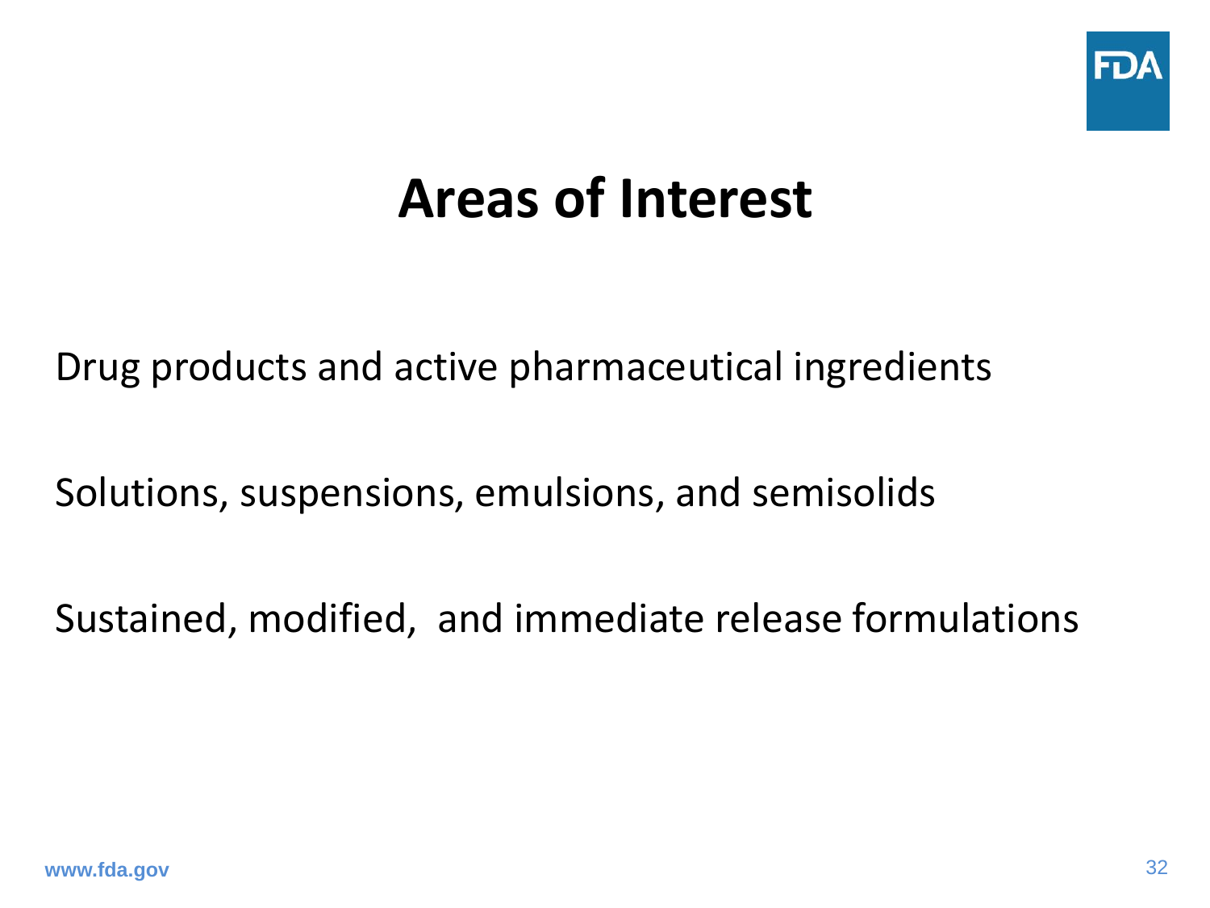# Areas of Interest

Drug products and active pharmaceutical ingredients

Solutions, suspensions, emulsions, and semisolids

Sustained, modified, and immediate release formulations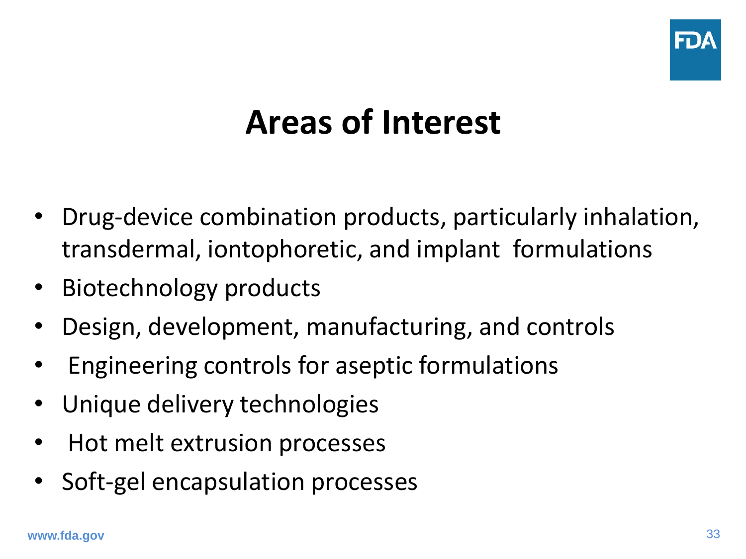# Areas of Interest

- Drug-device combination products, particularly inhalation, transdermal, iontophoretic, and implant formulations
- Biotechnology products
- Design, development, manufacturing, and controls
- Engineering controls for aseptic formulations
- Unique delivery technologies
- Hot melt extrusion processes
- Soft-gel encapsulation processes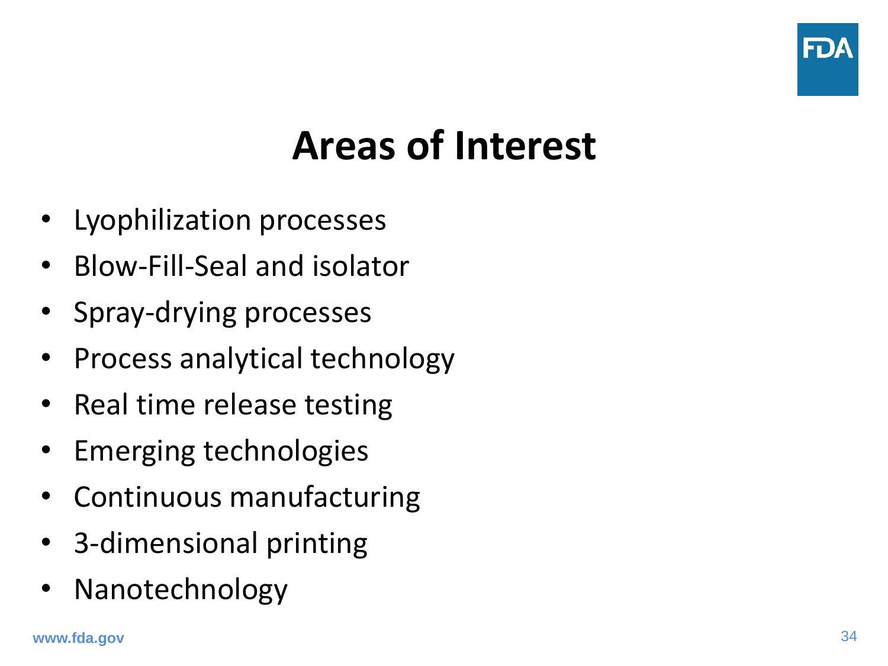# Areas of Interest

- Lyophilization processes
- Blow-Fill-Seal and isolator
- Spray-drying processes
- Process analytical technology
- Real time release testing
- Emerging technologies
- Continuous manufacturing
- 3-dimensional printing
- Nanotechnology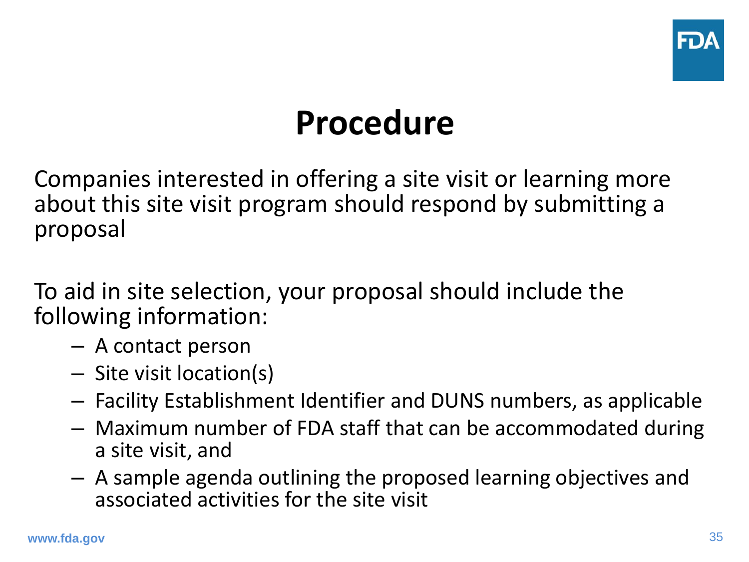# Procedure

Companies interested in offering a site visit or learning more about this site visit program should respond by submitting a proposal

To aid in site selection, your proposal should include the following information:

- A contact person
- Site visit location(s)
- Facility Establishment Identifier and DUNS numbers, as applicable
- Maximum number of FDA staff that can be accommodated during a site visit, and
- A sample agenda outlining the proposed learning objectives and associated activities for the site visit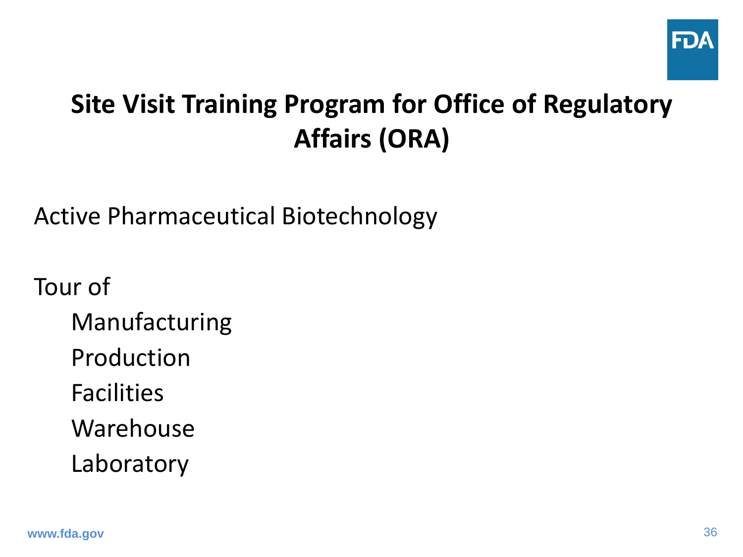# Site Visit Training Program for Office of Regulatory Affairs (ORA)

Active Pharmaceutical Biotechnology

Tour of

- Manufacturing
- Production
- Facilities
- Warehouse
- Laboratory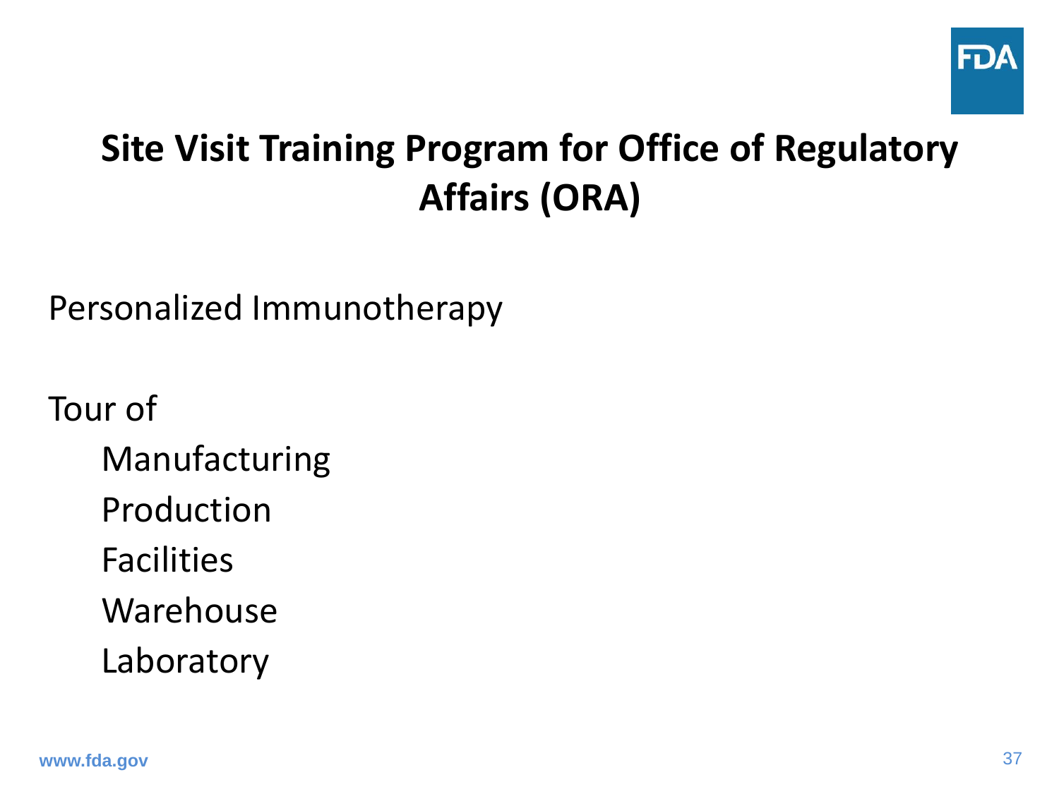# Site Visit Training Program for Office of Regulatory Affairs (ORA)

Personalized Immunotherapy

Tour of

- Manufacturing
- Production
- Facilities
- Warehouse
- Laboratory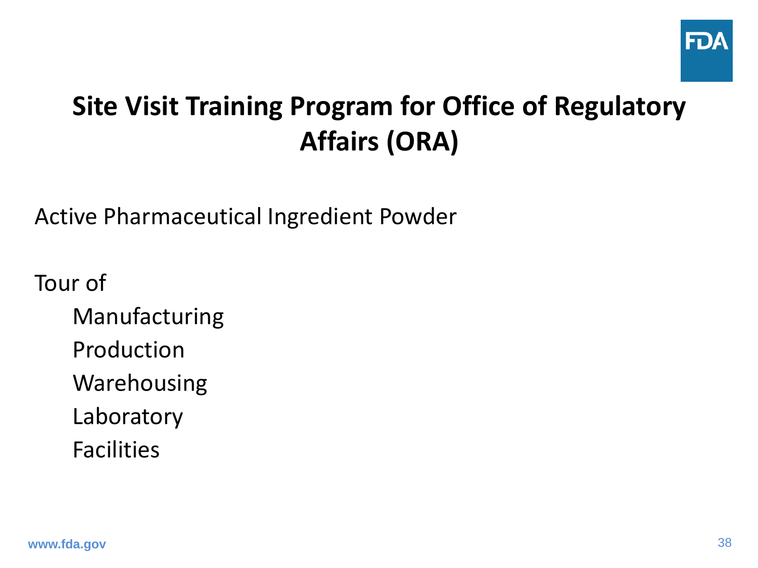# Site Visit Training Program for Office of Regulatory Affairs (ORA)

Active Pharmaceutical Ingredient Powder

Tour of

- Manufacturing
- Production
- Warehousing
- Laboratory
- Facilities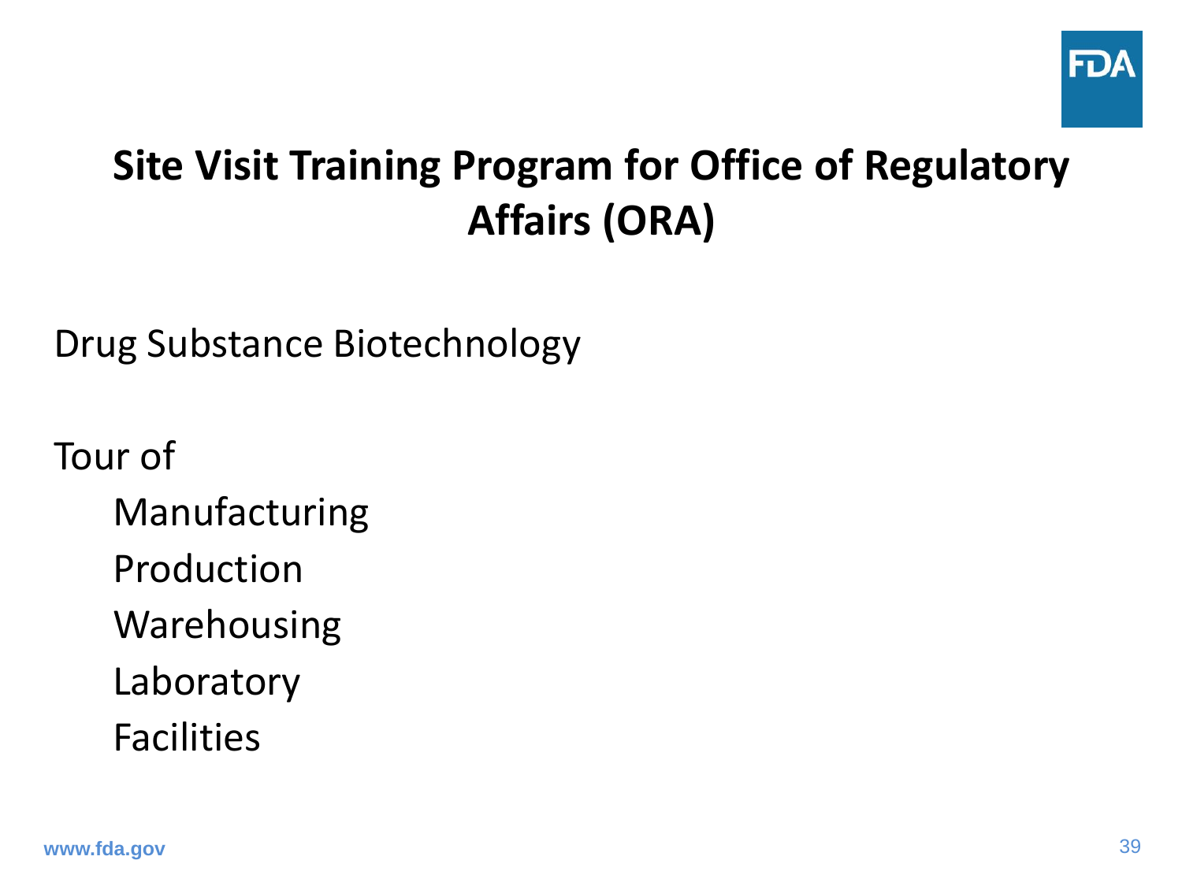# Site Visit Training Program for Office of Regulatory Affairs (ORA)

Drug Substance Biotechnology

Tour of

- Manufacturing
- Production
- Warehousing
- Laboratory
- Facilities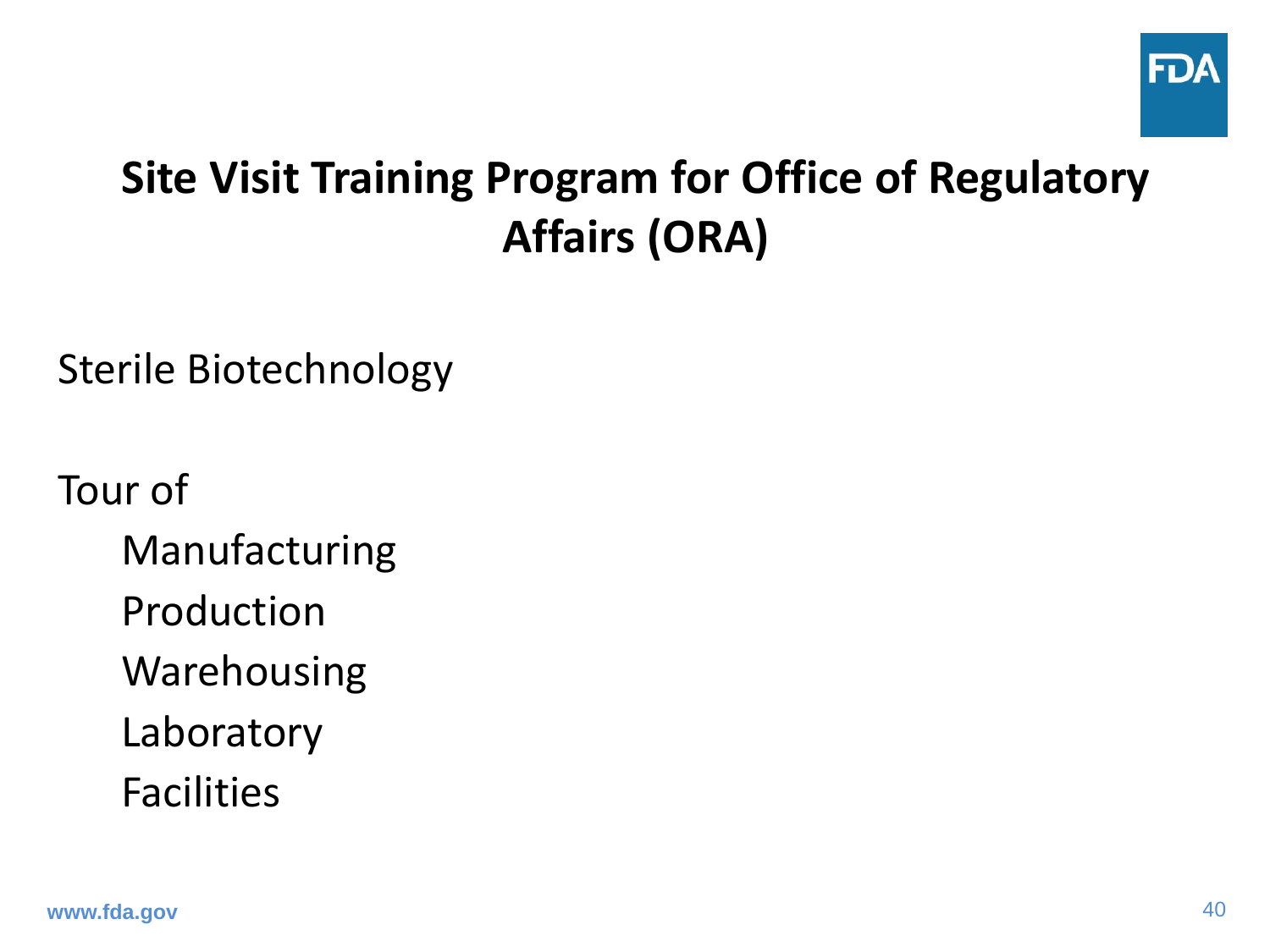# Site Visit Training Program for Office of Regulatory Affairs (ORA)

Sterile Biotechnology

Tour of

- Manufacturing
- Production
- Warehousing
- Laboratory
- Facilities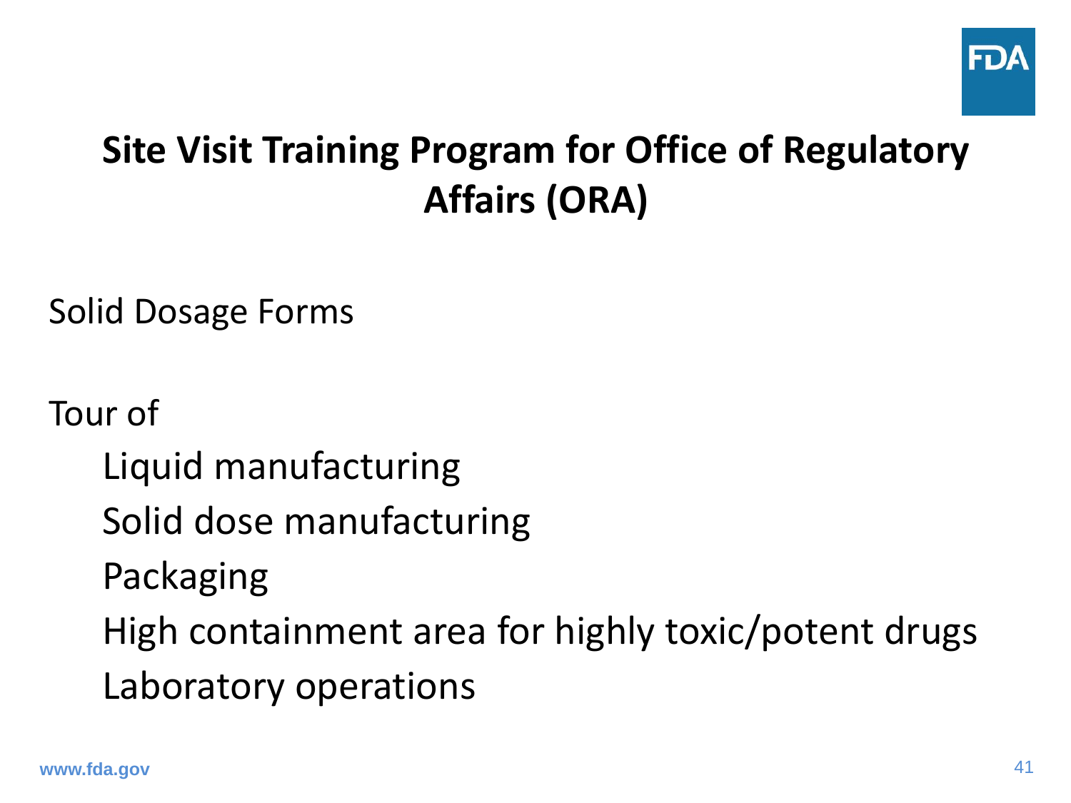# Site Visit Training Program for Office of Regulatory Affairs (ORA)

Solid Dosage Forms

Tour of

- Liquid manufacturing
- Solid dose manufacturing
- Packaging
- High containment area for highly toxic/potent drugs
- Laboratory operations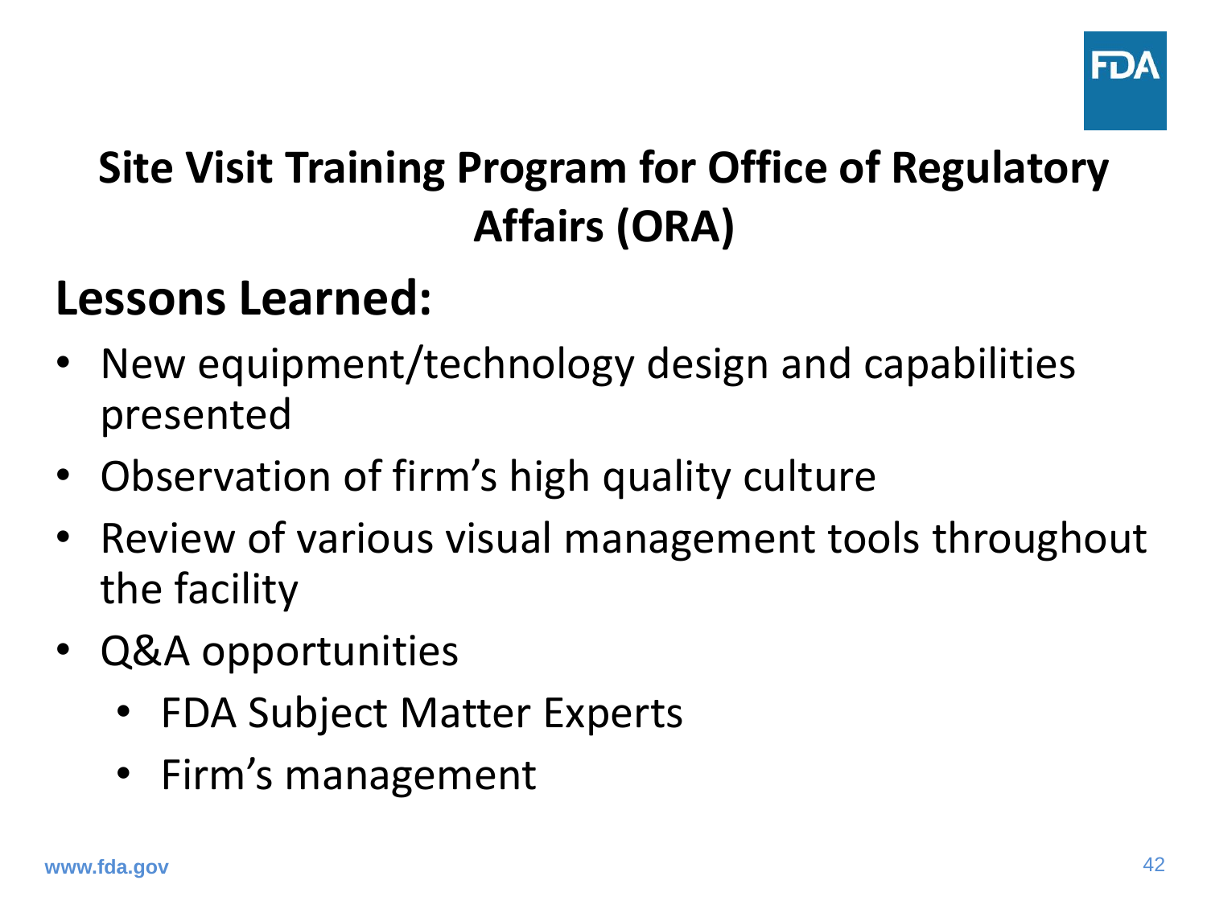# Site Visit Training Program for Office of Regulatory Affairs (ORA)

## Lessons Learned:

- New equipment/technology design and capabilities presented
- Observation of firm's high quality culture
- Review of various visual management tools throughout the facility
- Q&A opportunities
  - FDA Subject Matter Experts
  - Firm's management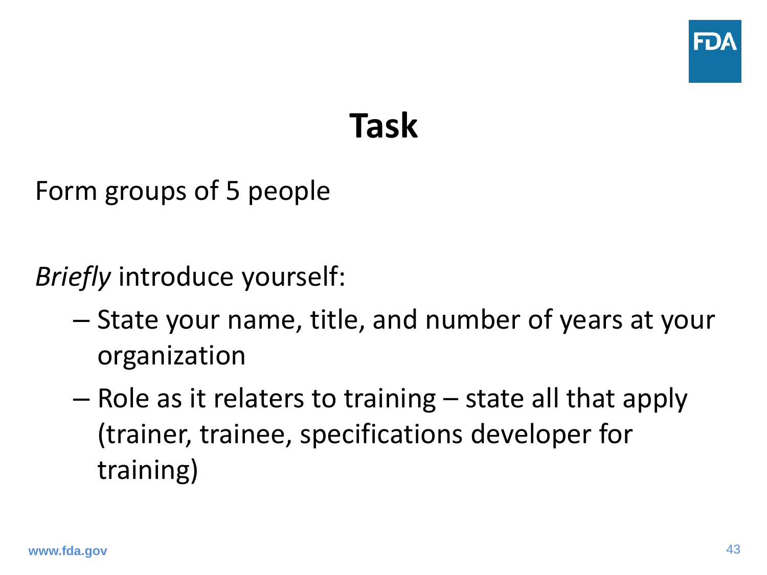# Task

Form groups of 5 people

*Briefly* introduce yourself:

- State your name, title, and number of years at your organization
- Role as it relaters to training – state all that apply (trainer, trainee, specifications developer for training)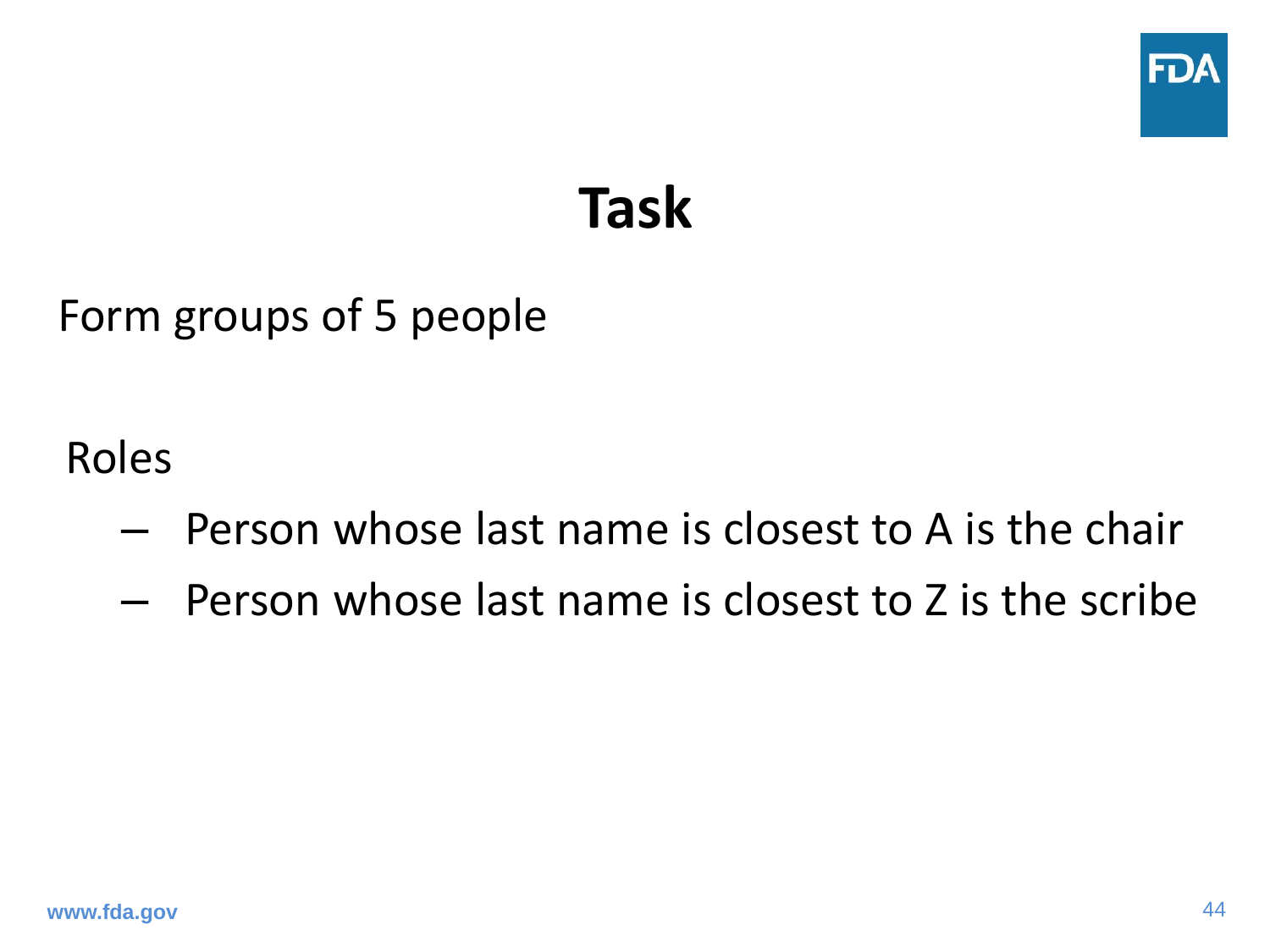# Task

Form groups of 5 people

Roles

- Person whose last name is closest to A is the chair
- Person whose last name is closest to Z is the scribe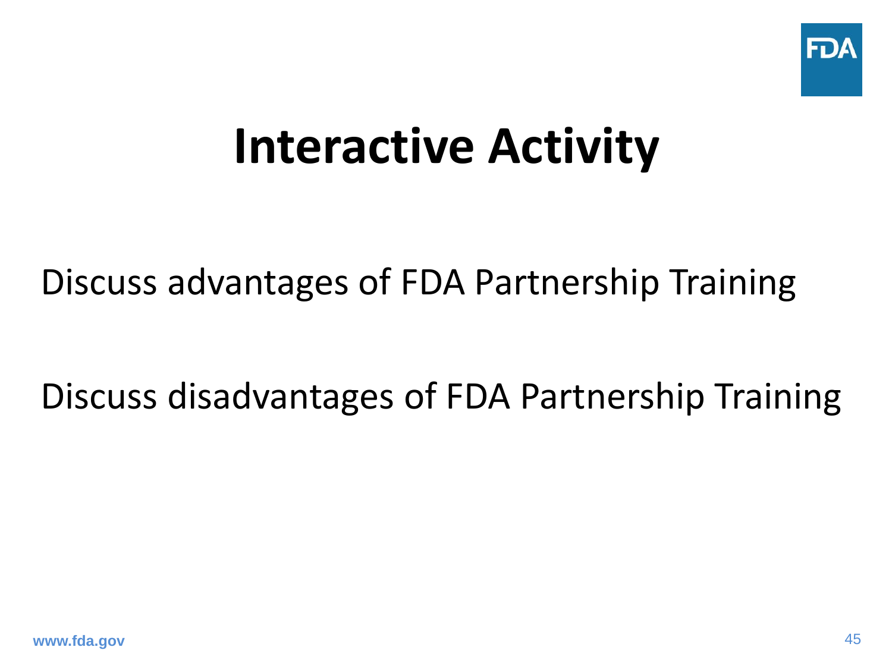# Interactive Activity

Discuss advantages of FDA Partnership Training

Discuss disadvantages of FDA Partnership Training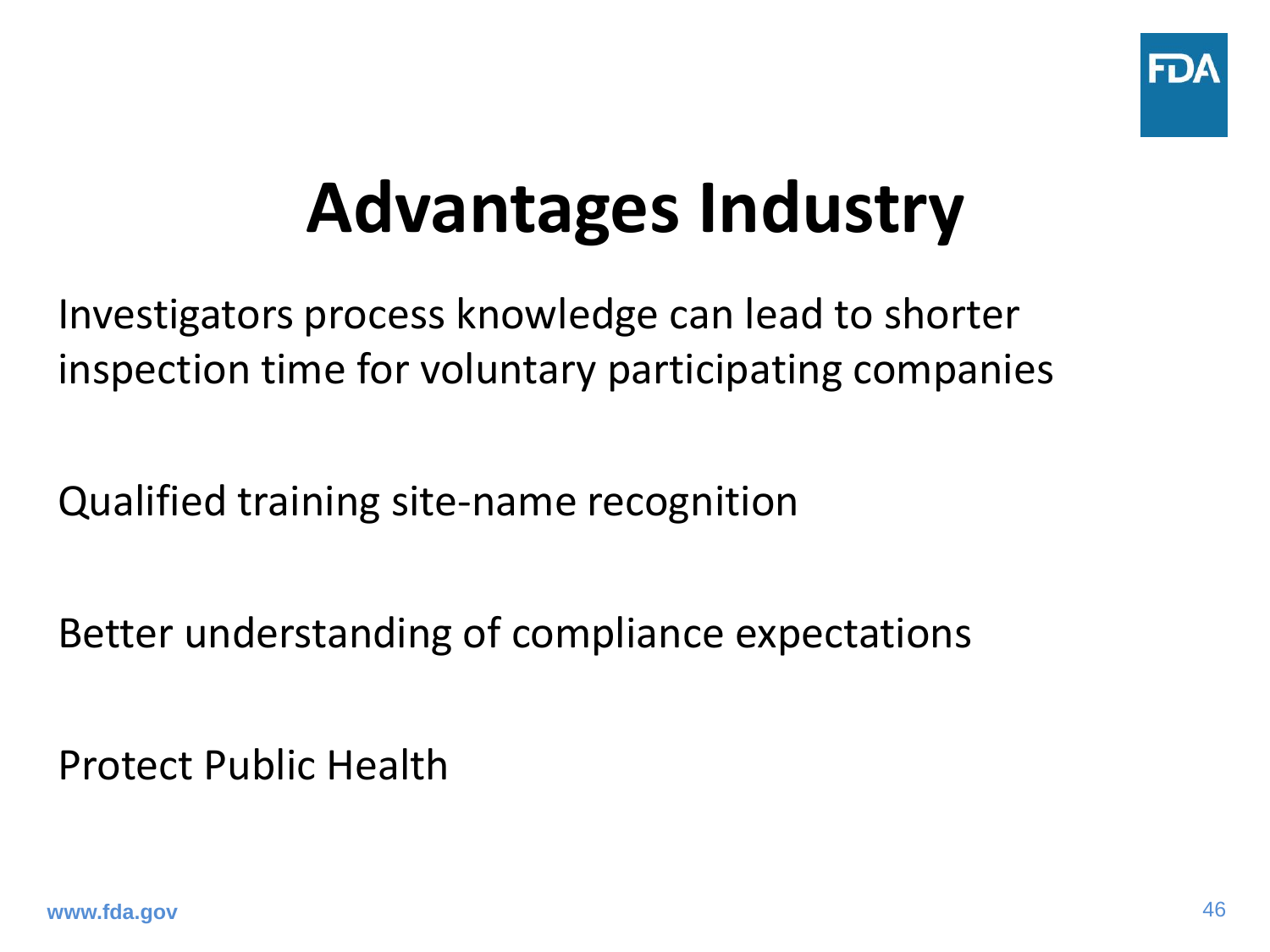# Advantages Industry

Investigators process knowledge can lead to shorter inspection time for voluntary participating companies

Qualified training site-name recognition

Better understanding of compliance expectations

Protect Public Health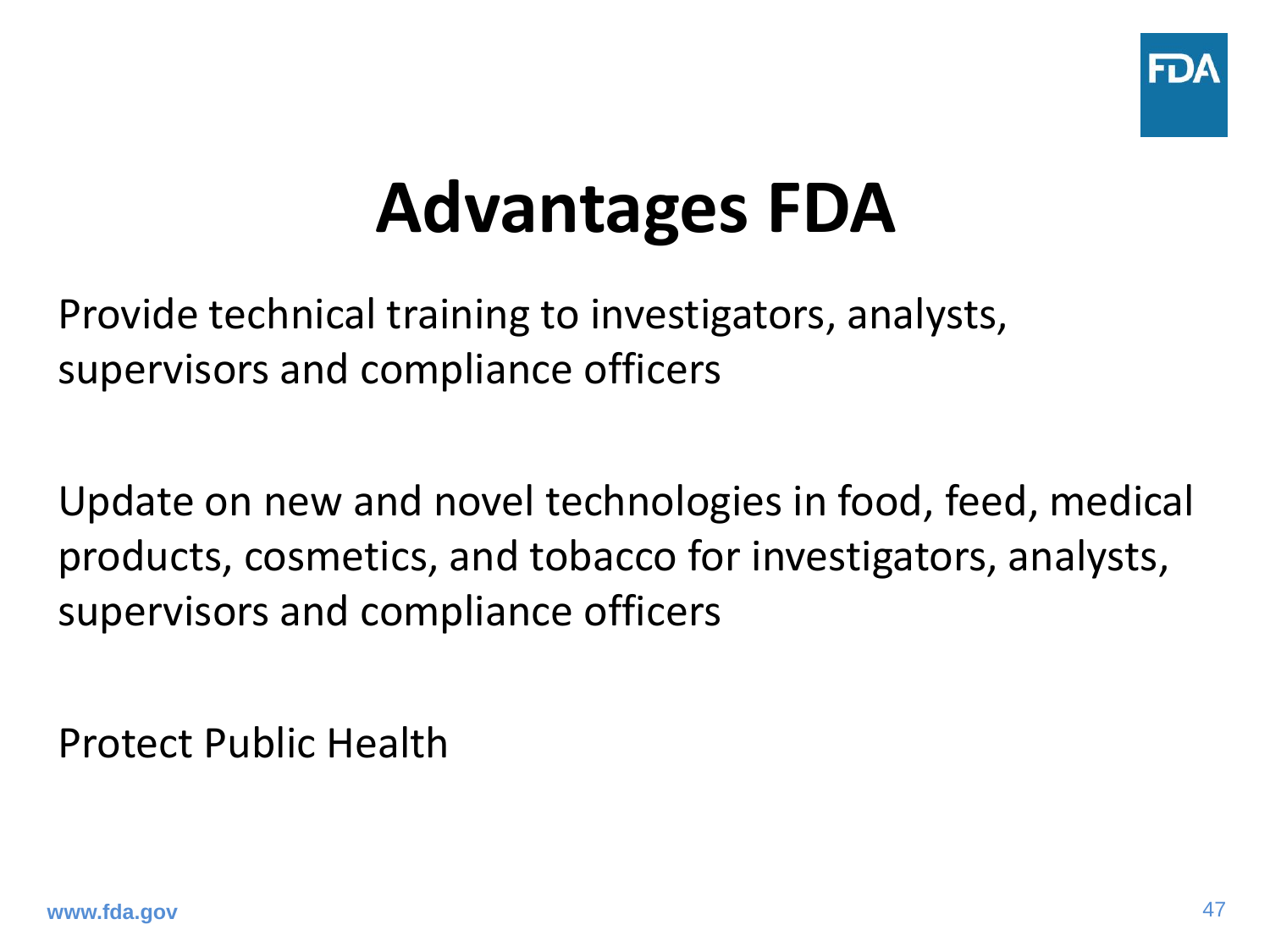# Advantages FDA

Provide technical training to investigators, analysts, supervisors and compliance officers

Update on new and novel technologies in food, feed, medical products, cosmetics, and tobacco for investigators, analysts, supervisors and compliance officers

Protect Public Health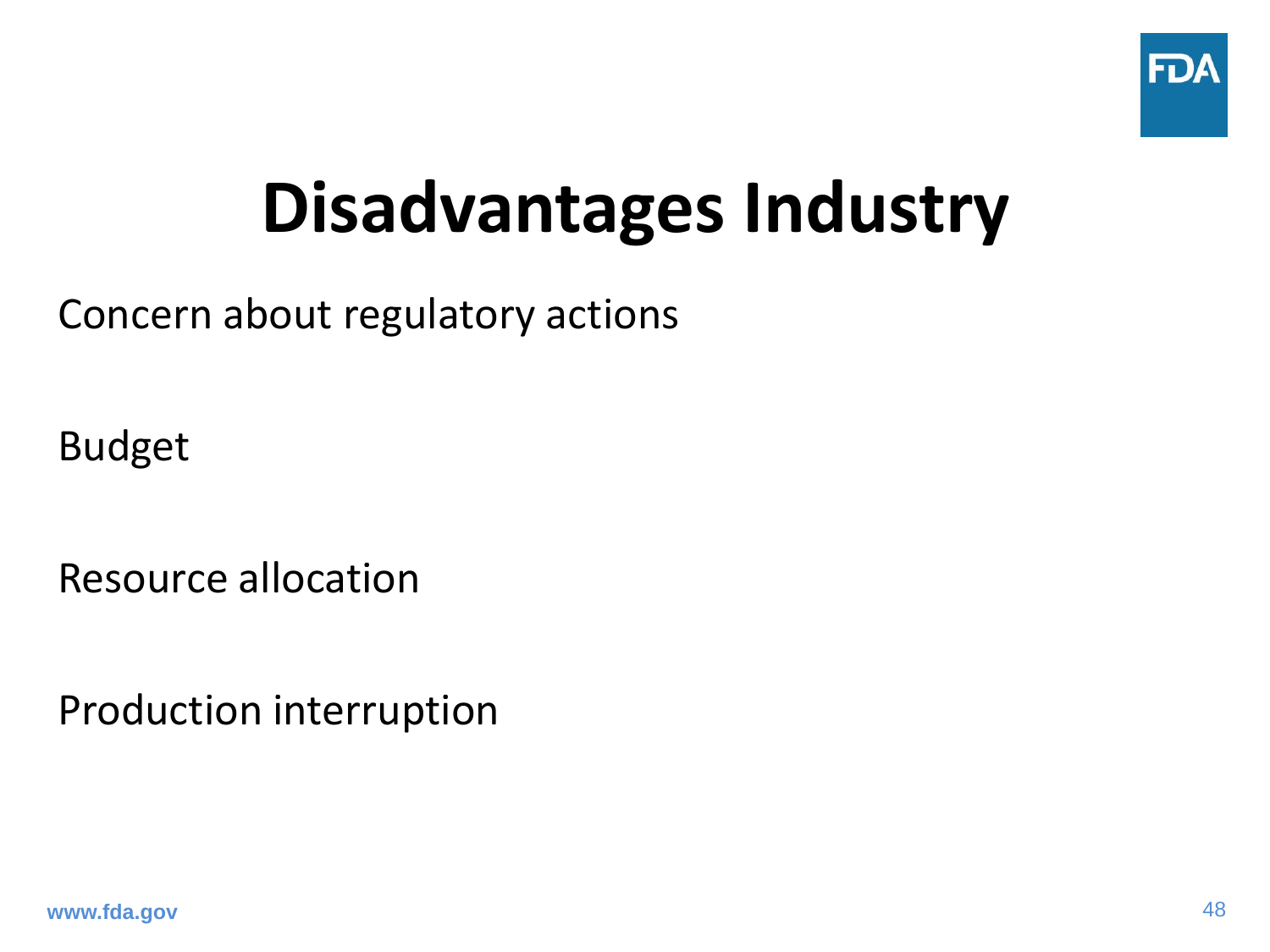# Disadvantages Industry

Concern about regulatory actions

Budget

Resource allocation

Production interruption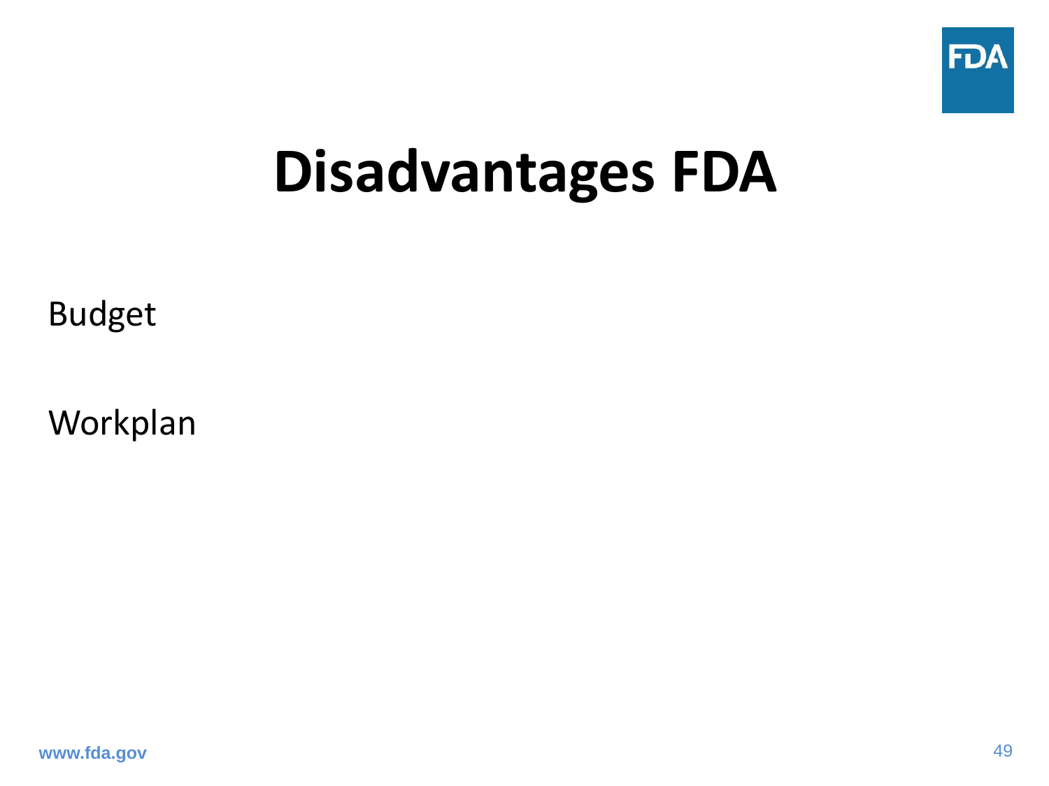# Disadvantages FDA

Budget

Workplan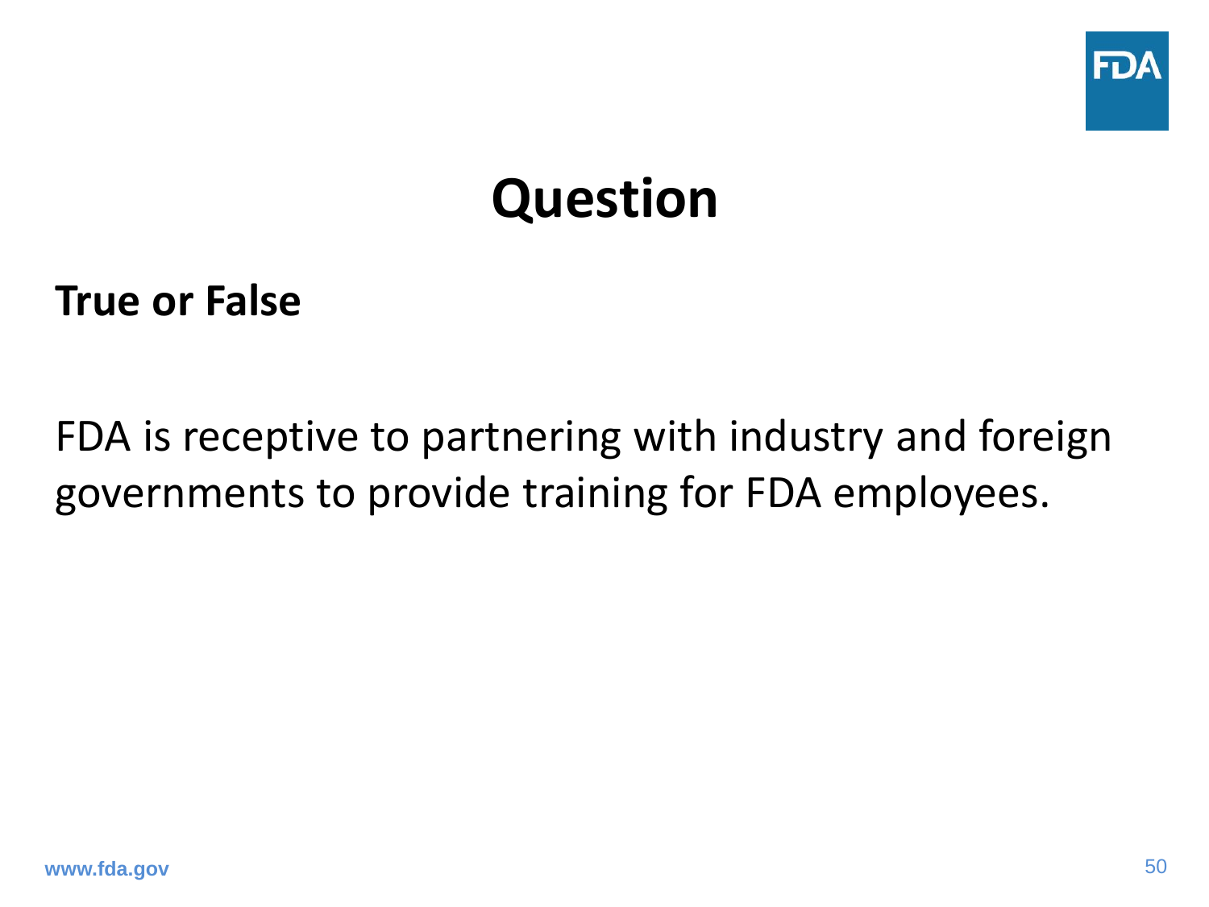# Question

**True or False**

FDA is receptive to partnering with industry and foreign governments to provide training for FDA employees.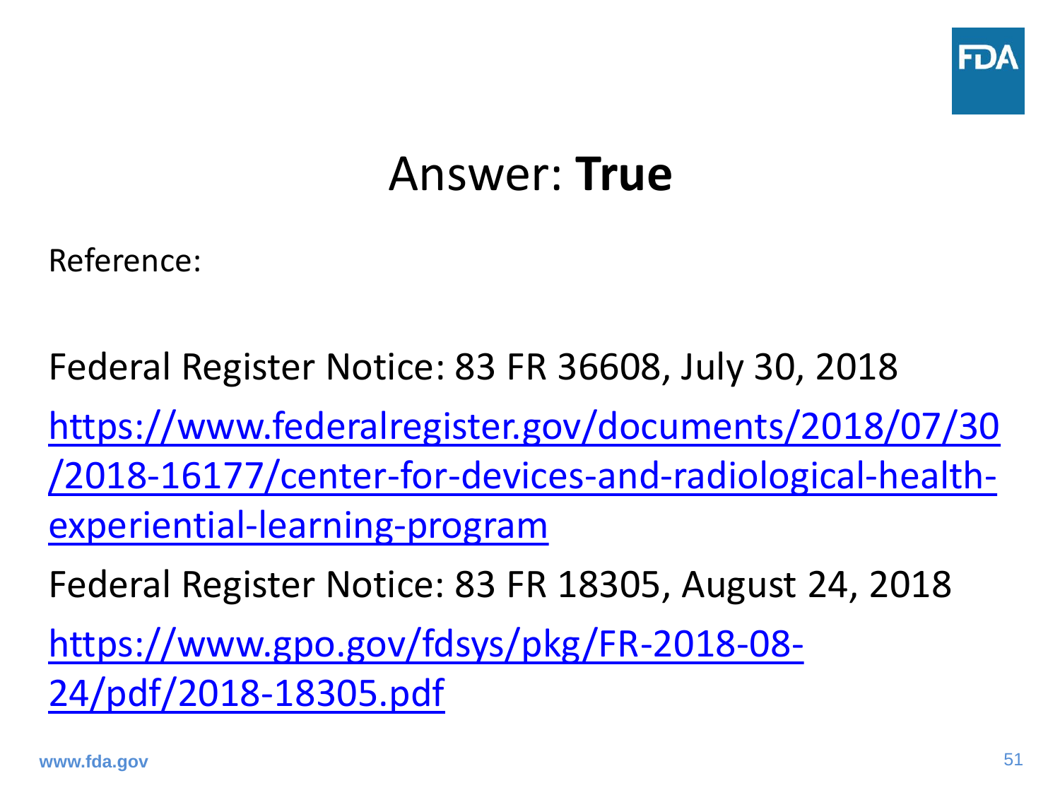# Answer: **True**

Reference:

Federal Register Notice: 83 FR 36608, July 30, 2018

https://www.federalregister.gov/documents/2018/07/30/2018-16177/center-for-devices-and-radiological-health-experiential-learning-program

Federal Register Notice: 83 FR 18305, August 24, 2018

https://www.gpo.gov/fdsys/pkg/FR-2018-08-24/pdf/2018-18305.pdf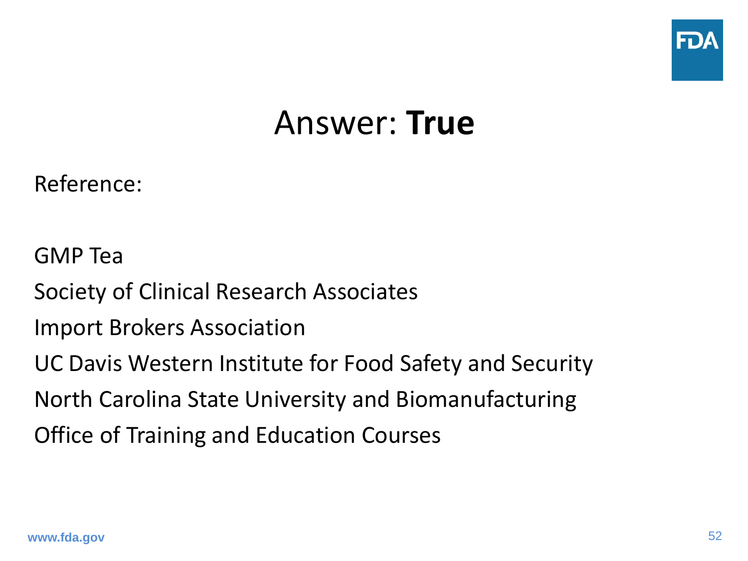# Answer: **True**

Reference:

GMP Tea

Society of Clinical Research Associates

Import Brokers Association

UC Davis Western Institute for Food Safety and Security

North Carolina State University and Biomanufacturing

Office of Training and Education Courses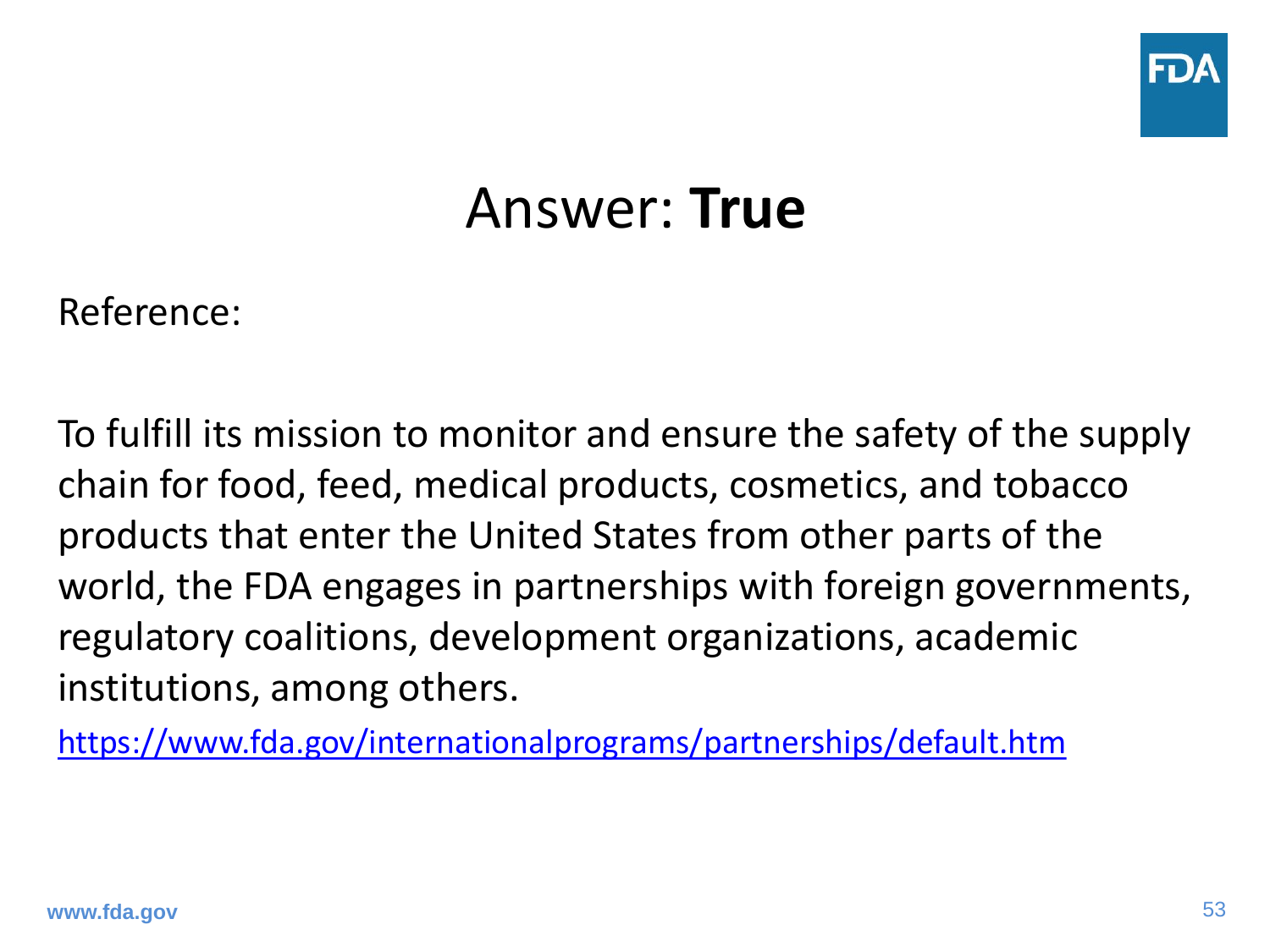# Answer: **True**

Reference:

To fulfill its mission to monitor and ensure the safety of the supply chain for food, feed, medical products, cosmetics, and tobacco products that enter the United States from other parts of the world, the FDA engages in partnerships with foreign governments, regulatory coalitions, development organizations, academic institutions, among others.

https://www.fda.gov/internationalprograms/partnerships/default.htm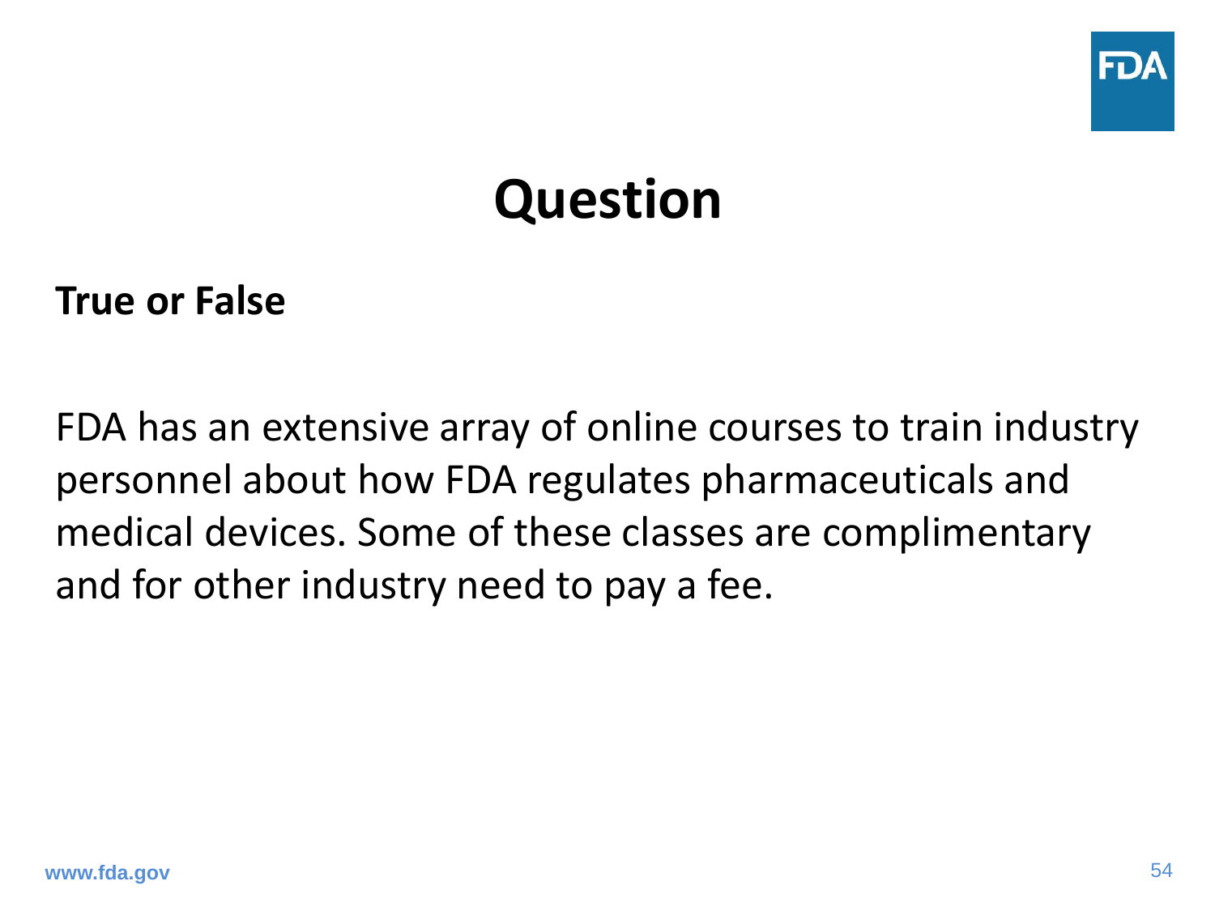# Question

**True or False**

FDA has an extensive array of online courses to train industry personnel about how FDA regulates pharmaceuticals and medical devices. Some of these classes are complimentary and for other industry need to pay a fee.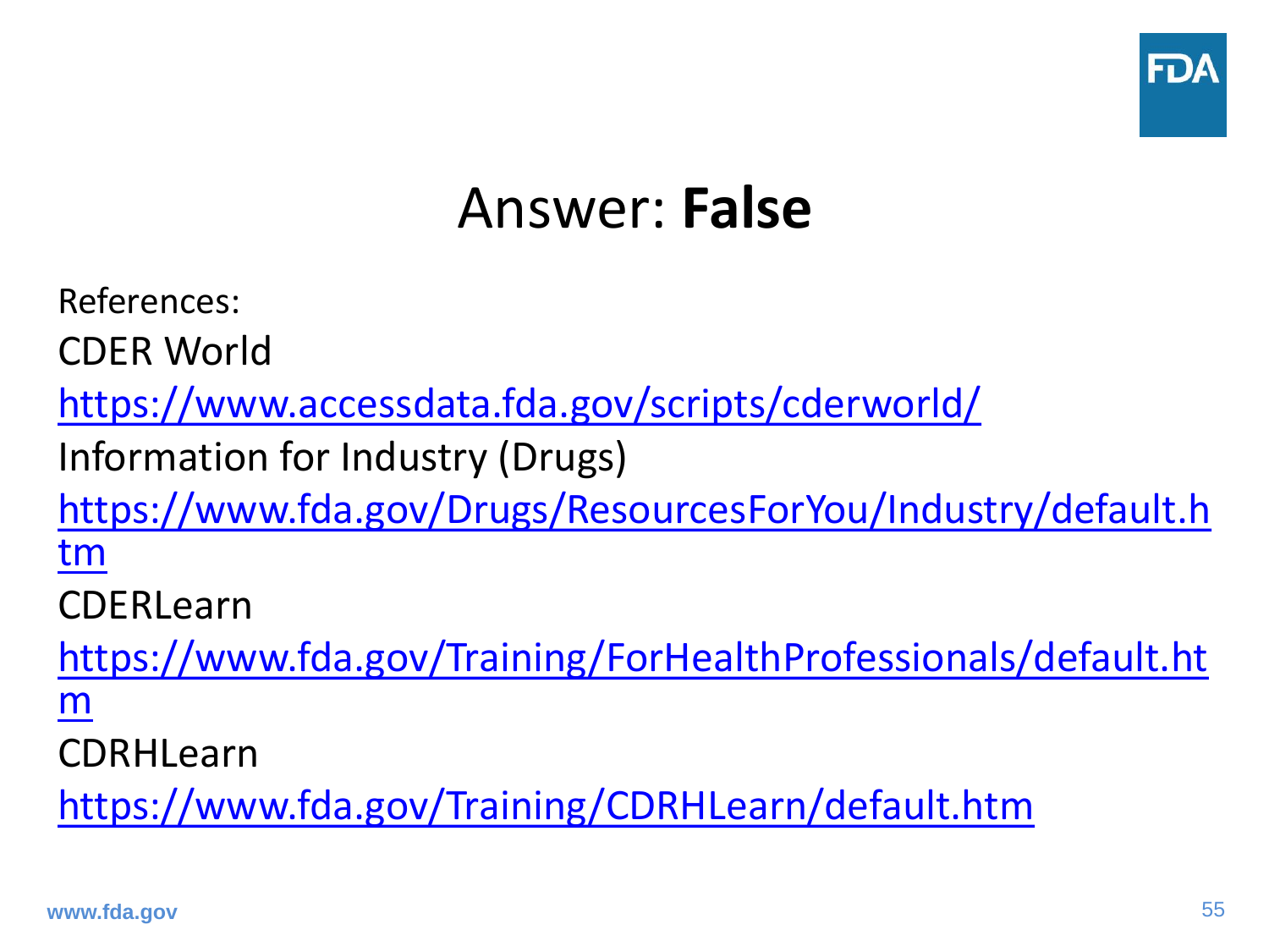# Answer: **False**

References:

CDER World

https://www.accessdata.fda.gov/scripts/cderworld/

Information for Industry (Drugs)

https://www.fda.gov/Drugs/ResourcesForYou/Industry/default.htm

CDERLearn

https://www.fda.gov/Training/ForHealthProfessionals/default.htm

CDRHLearn

https://www.fda.gov/Training/CDRHLearn/default.htm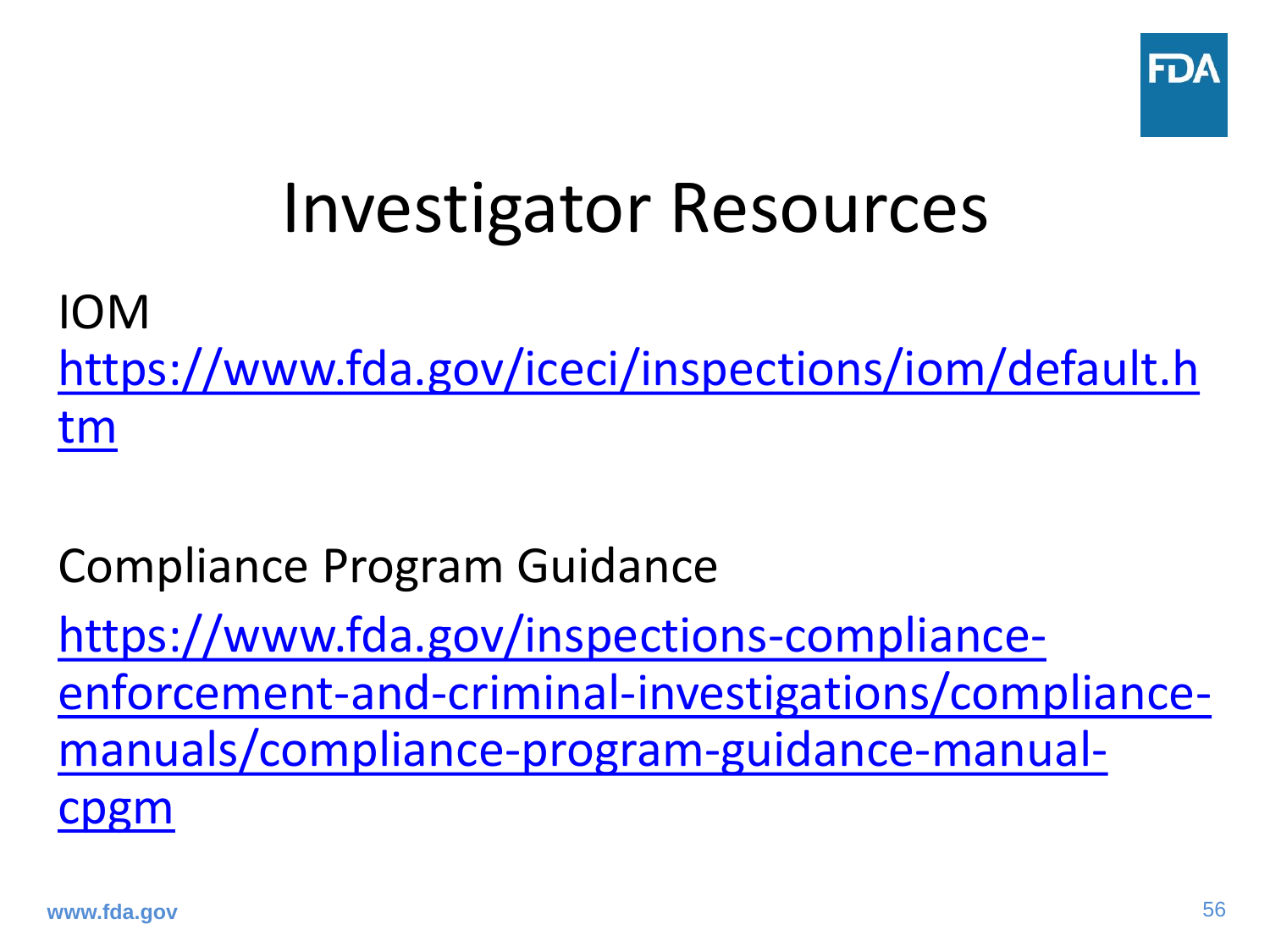# Investigator Resources

IOM
https://www.fda.gov/iceci/inspections/iom/default.htm

Compliance Program Guidance
https://www.fda.gov/inspections-compliance-enforcement-and-criminal-investigations/compliance-manuals/compliance-program-guidance-manual-cpgm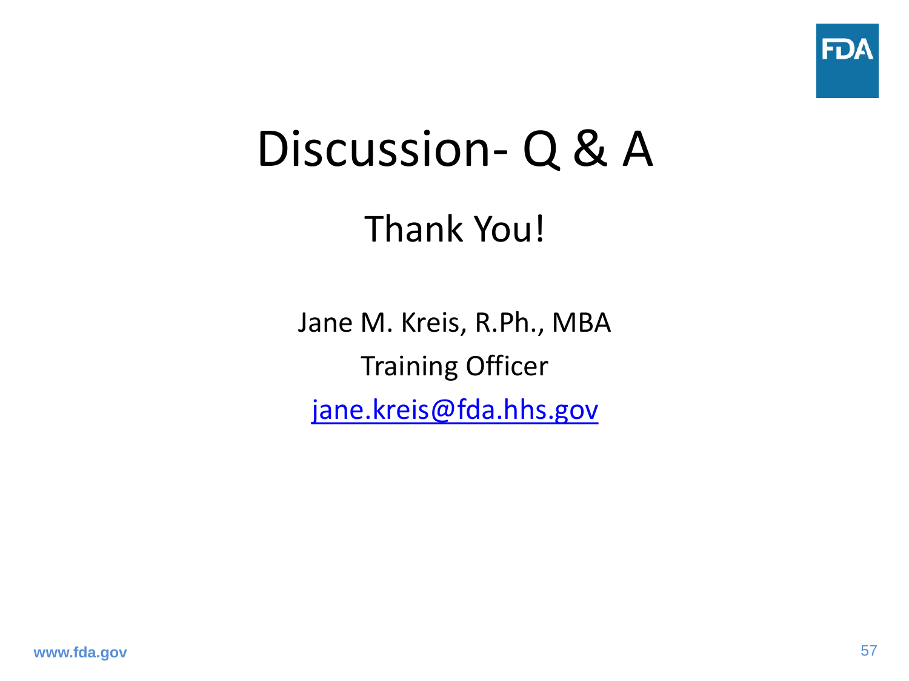# Discussion- Q & A

## Thank You!

Jane M. Kreis, R.Ph., MBA

Training Officer

jane.kreis@fda.hhs.gov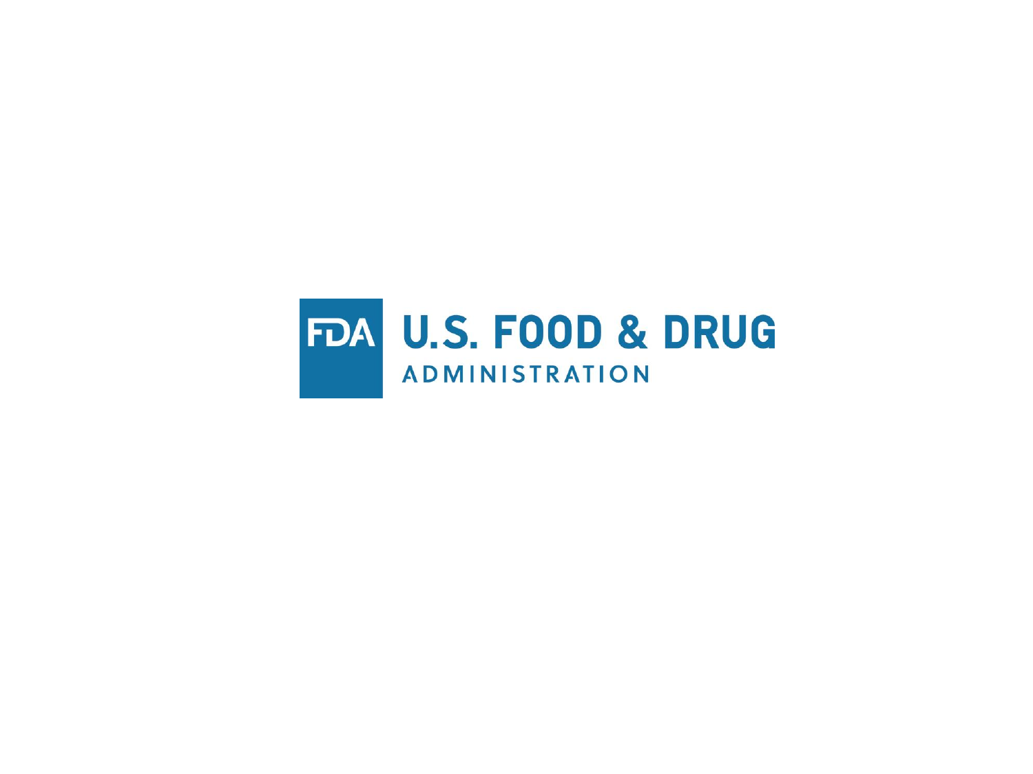FDA U.S. FOOD & DRUG ADMINISTRATION